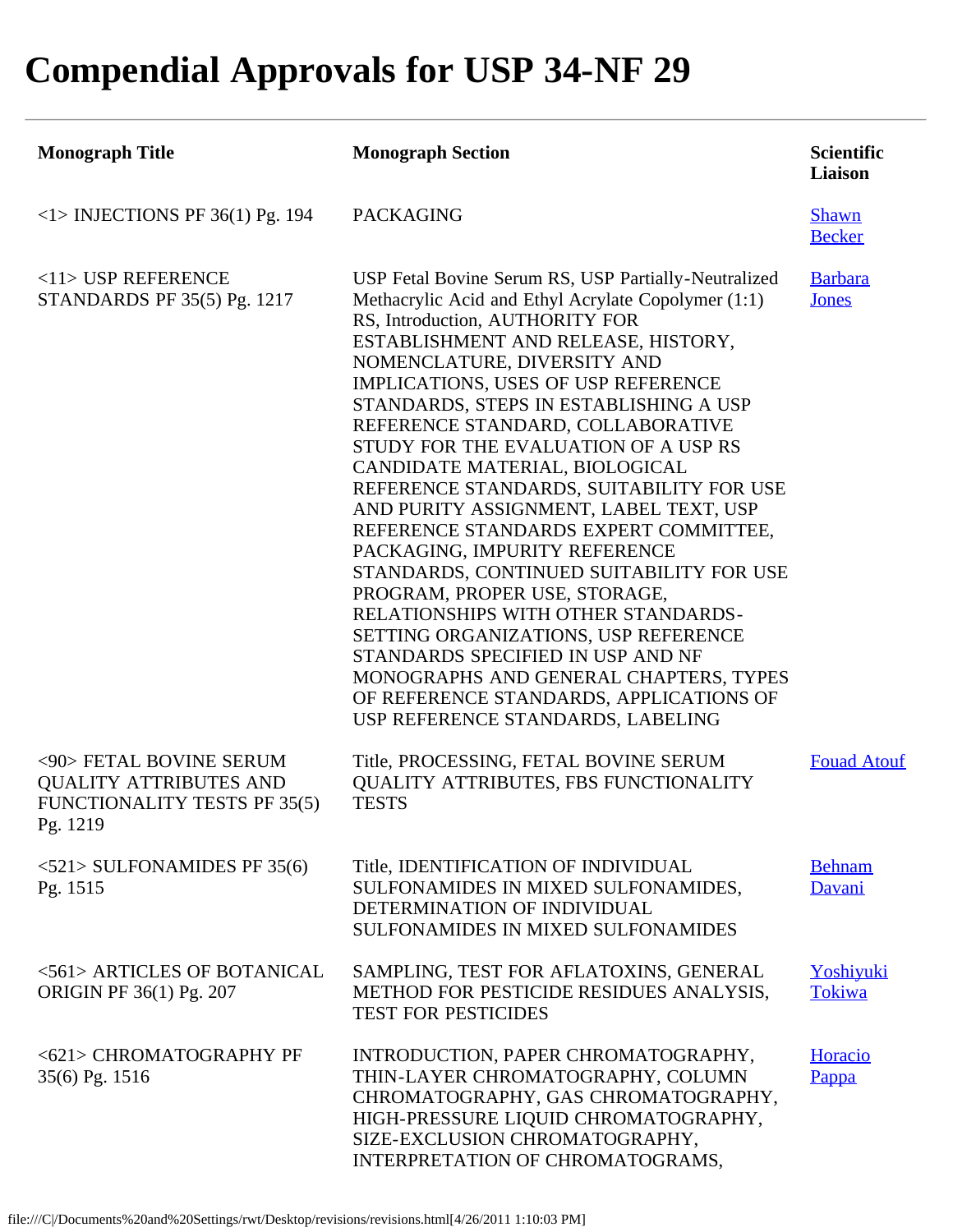# Compendial Approvals for USP 34-NF 29

| Monograph Title | Monograph Section | Scientific Liaison |
| --- | --- | --- |
| <1> INJECTIONS PF 36(1) Pg. 194 | PACKAGING | Shawn Becker |
| <11> USP REFERENCE STANDARDS PF 35(5) Pg. 1217 | USP Fetal Bovine Serum RS, USP Partially-Neutralized Methacrylic Acid and Ethyl Acrylate Copolymer (1:1) RS, Introduction, AUTHORITY FOR ESTABLISHMENT AND RELEASE, HISTORY, NOMENCLATURE, DIVERSITY AND IMPLICATIONS, USES OF USP REFERENCE STANDARDS, STEPS IN ESTABLISHING A USP REFERENCE STANDARD, COLLABORATIVE STUDY FOR THE EVALUATION OF A USP RS CANDIDATE MATERIAL, BIOLOGICAL REFERENCE STANDARDS, SUITABILITY FOR USE AND PURITY ASSIGNMENT, LABEL TEXT, USP REFERENCE STANDARDS EXPERT COMMITTEE, PACKAGING, IMPURITY REFERENCE STANDARDS, CONTINUED SUITABILITY FOR USE PROGRAM, PROPER USE, STORAGE, RELATIONSHIPS WITH OTHER STANDARDS-SETTING ORGANIZATIONS, USP REFERENCE STANDARDS SPECIFIED IN USP AND NF MONOGRAPHS AND GENERAL CHAPTERS, TYPES OF REFERENCE STANDARDS, APPLICATIONS OF USP REFERENCE STANDARDS, LABELING | Barbara Jones |
| <90> FETAL BOVINE SERUM QUALITY ATTRIBUTES AND FUNCTIONALITY TESTS PF 35(5) Pg. 1219 | Title, PROCESSING, FETAL BOVINE SERUM QUALITY ATTRIBUTES, FBS FUNCTIONALITY TESTS | Fouad Atouf |
| <521> SULFONAMIDES PF 35(6) Pg. 1515 | Title, IDENTIFICATION OF INDIVIDUAL SULFONAMIDES IN MIXED SULFONAMIDES, DETERMINATION OF INDIVIDUAL SULFONAMIDES IN MIXED SULFONAMIDES | Behnam Davani |
| <561> ARTICLES OF BOTANICAL ORIGIN PF 36(1) Pg. 207 | SAMPLING, TEST FOR AFLATOXINS, GENERAL METHOD FOR PESTICIDE RESIDUES ANALYSIS, TEST FOR PESTICIDES | Yoshiyuki Tokiwa |
| <621> CHROMATOGRAPHY PF 35(6) Pg. 1516 | INTRODUCTION, PAPER CHROMATOGRAPHY, THIN-LAYER CHROMATOGRAPHY, COLUMN CHROMATOGRAPHY, GAS CHROMATOGRAPHY, HIGH-PRESSURE LIQUID CHROMATOGRAPHY, SIZE-EXCLUSION CHROMATOGRAPHY, INTERPRETATION OF CHROMATOGRAMS, | Horacio Pappa |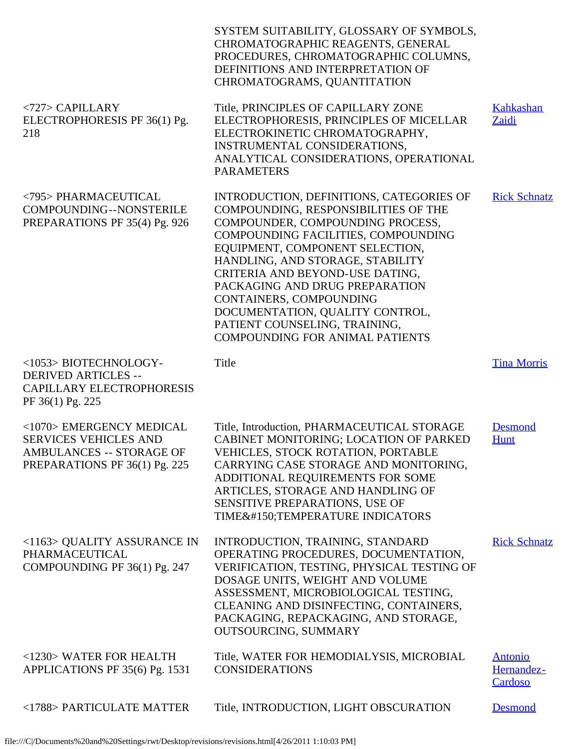| | | |
|---|---|---|
| | SYSTEM SUITABILITY, GLOSSARY OF SYMBOLS, CHROMATOGRAPHIC REAGENTS, GENERAL PROCEDURES, CHROMATOGRAPHIC COLUMNS, DEFINITIONS AND INTERPRETATION OF CHROMATOGRAMS, QUANTITATION | |
| <727> CAPILLARY ELECTROPHORESIS PF 36(1) Pg. 218 | Title, PRINCIPLES OF CAPILLARY ZONE ELECTROPHORESIS, PRINCIPLES OF MICELLAR ELECTROKINETIC CHROMATOGRAPHY, INSTRUMENTAL CONSIDERATIONS, ANALYTICAL CONSIDERATIONS, OPERATIONAL PARAMETERS | Kahkashan Zaidi |
| <795> PHARMACEUTICAL COMPOUNDING--NONSTERILE PREPARATIONS PF 35(4) Pg. 926 | INTRODUCTION, DEFINITIONS, CATEGORIES OF COMPOUNDING, RESPONSIBILITIES OF THE COMPOUNDER, COMPOUNDING PROCESS, COMPOUNDING FACILITIES, COMPOUNDING EQUIPMENT, COMPONENT SELECTION, HANDLING, AND STORAGE, STABILITY CRITERIA AND BEYOND-USE DATING, PACKAGING AND DRUG PREPARATION CONTAINERS, COMPOUNDING DOCUMENTATION, QUALITY CONTROL, PATIENT COUNSELING, TRAINING, COMPOUNDING FOR ANIMAL PATIENTS | Rick Schnatz |
| <1053> BIOTECHNOLOGY-DERIVED ARTICLES -- CAPILLARY ELECTROPHORESIS PF 36(1) Pg. 225 | Title | Tina Morris |
| <1070> EMERGENCY MEDICAL SERVICES VEHICLES AND AMBULANCES -- STORAGE OF PREPARATIONS PF 36(1) Pg. 225 | Title, Introduction, PHARMACEUTICAL STORAGE CABINET MONITORING; LOCATION OF PARKED VEHICLES, STOCK ROTATION, PORTABLE CARRYING CASE STORAGE AND MONITORING, ADDITIONAL REQUIREMENTS FOR SOME ARTICLES, STORAGE AND HANDLING OF SENSITIVE PREPARATIONS, USE OF TIME&#150;TEMPERATURE INDICATORS | Desmond Hunt |
| <1163> QUALITY ASSURANCE IN PHARMACEUTICAL COMPOUNDING PF 36(1) Pg. 247 | INTRODUCTION, TRAINING, STANDARD OPERATING PROCEDURES, DOCUMENTATION, VERIFICATION, TESTING, PHYSICAL TESTING OF DOSAGE UNITS, WEIGHT AND VOLUME ASSESSMENT, MICROBIOLOGICAL TESTING, CLEANING AND DISINFECTING, CONTAINERS, PACKAGING, REPACKAGING, AND STORAGE, OUTSOURCING, SUMMARY | Rick Schnatz |
| <1230> WATER FOR HEALTH APPLICATIONS PF 35(6) Pg. 1531 | Title, WATER FOR HEMODIALYSIS, MICROBIAL CONSIDERATIONS | Antonio Hernandez-Cardoso |
| <1788> PARTICULATE MATTER | Title, INTRODUCTION, LIGHT OBSCURATION | Desmond |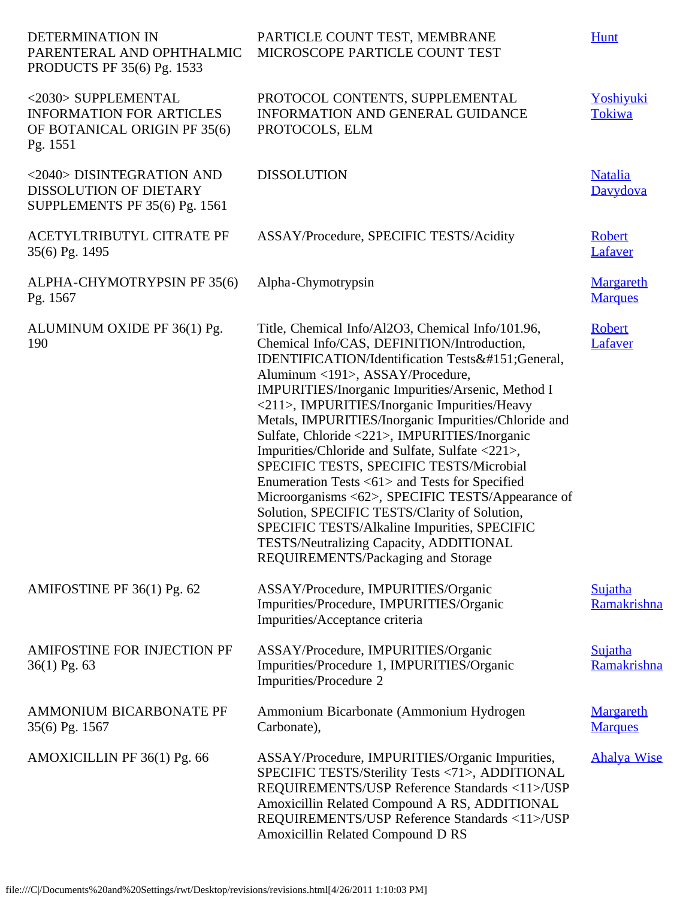| | | |
|---|---|---|
| DETERMINATION IN PARENTERAL AND OPHTHALMIC PRODUCTS PF 35(6) Pg. 1533 | PARTICLE COUNT TEST, MEMBRANE MICROSCOPE PARTICLE COUNT TEST | Hunt |
| <2030> SUPPLEMENTAL INFORMATION FOR ARTICLES OF BOTANICAL ORIGIN PF 35(6) Pg. 1551 | PROTOCOL CONTENTS, SUPPLEMENTAL INFORMATION AND GENERAL GUIDANCE PROTOCOLS, ELM | Yoshiyuki Tokiwa |
| <2040> DISINTEGRATION AND DISSOLUTION OF DIETARY SUPPLEMENTS PF 35(6) Pg. 1561 | DISSOLUTION | Natalia Davydova |
| ACETYLTRIBUTYL CITRATE PF 35(6) Pg. 1495 | ASSAY/Procedure, SPECIFIC TESTS/Acidity | Robert Lafaver |
| ALPHA-CHYMOTRYPSIN PF 35(6) Pg. 1567 | Alpha-Chymotrypsin | Margareth Marques |
| ALUMINUM OXIDE PF 36(1) Pg. 190 | Title, Chemical Info/Al2O3, Chemical Info/101.96, Chemical Info/CAS, DEFINITION/Introduction, IDENTIFICATION/Identification Tests&#151;General, Aluminum <191>, ASSAY/Procedure, IMPURITIES/Inorganic Impurities/Arsenic, Method I <211>, IMPURITIES/Inorganic Impurities/Heavy Metals, IMPURITIES/Inorganic Impurities/Chloride and Sulfate, Chloride <221>, IMPURITIES/Inorganic Impurities/Chloride and Sulfate, Sulfate <221>, SPECIFIC TESTS, SPECIFIC TESTS/Microbial Enumeration Tests <61> and Tests for Specified Microorganisms <62>, SPECIFIC TESTS/Appearance of Solution, SPECIFIC TESTS/Clarity of Solution, SPECIFIC TESTS/Alkaline Impurities, SPECIFIC TESTS/Neutralizing Capacity, ADDITIONAL REQUIREMENTS/Packaging and Storage | Robert Lafaver |
| AMIFOSTINE PF 36(1) Pg. 62 | ASSAY/Procedure, IMPURITIES/Organic Impurities/Procedure, IMPURITIES/Organic Impurities/Acceptance criteria | Sujatha Ramakrishna |
| AMIFOSTINE FOR INJECTION PF 36(1) Pg. 63 | ASSAY/Procedure, IMPURITIES/Organic Impurities/Procedure 1, IMPURITIES/Organic Impurities/Procedure 2 | Sujatha Ramakrishna |
| AMMONIUM BICARBONATE PF 35(6) Pg. 1567 | Ammonium Bicarbonate (Ammonium Hydrogen Carbonate), | Margareth Marques |
| AMOXICILLIN PF 36(1) Pg. 66 | ASSAY/Procedure, IMPURITIES/Organic Impurities, SPECIFIC TESTS/Sterility Tests <71>, ADDITIONAL REQUIREMENTS/USP Reference Standards <11>/USP Amoxicillin Related Compound A RS, ADDITIONAL REQUIREMENTS/USP Reference Standards <11>/USP Amoxicillin Related Compound D RS | Ahalya Wise |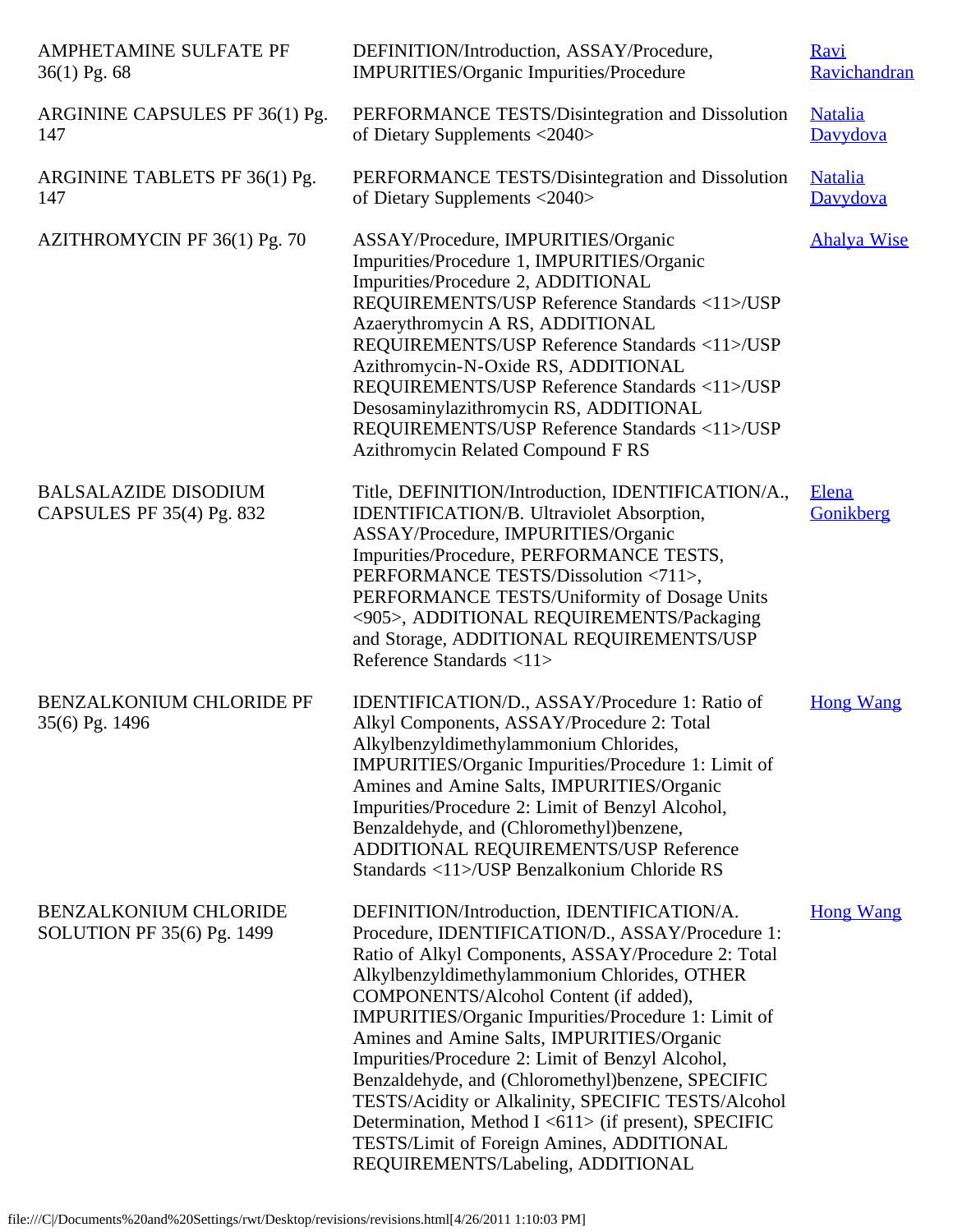| | | |
|---|---|---|
| AMPHETAMINE SULFATE PF 36(1) Pg. 68 | DEFINITION/Introduction, ASSAY/Procedure, IMPURITIES/Organic Impurities/Procedure | Ravi Ravichandran |
| ARGININE CAPSULES PF 36(1) Pg. 147 | PERFORMANCE TESTS/Disintegration and Dissolution of Dietary Supplements <2040> | Natalia Davydova |
| ARGININE TABLETS PF 36(1) Pg. 147 | PERFORMANCE TESTS/Disintegration and Dissolution of Dietary Supplements <2040> | Natalia Davydova |
| AZITHROMYCIN PF 36(1) Pg. 70 | ASSAY/Procedure, IMPURITIES/Organic Impurities/Procedure 1, IMPURITIES/Organic Impurities/Procedure 2, ADDITIONAL REQUIREMENTS/USP Reference Standards <11>/USP Azaerythromycin A RS, ADDITIONAL REQUIREMENTS/USP Reference Standards <11>/USP Azithromycin-N-Oxide RS, ADDITIONAL REQUIREMENTS/USP Reference Standards <11>/USP Desosaminylazithromycin RS, ADDITIONAL REQUIREMENTS/USP Reference Standards <11>/USP Azithromycin Related Compound F RS | Ahalya Wise |
| BALSALAZIDE DISODIUM CAPSULES PF 35(4) Pg. 832 | Title, DEFINITION/Introduction, IDENTIFICATION/A., IDENTIFICATION/B. Ultraviolet Absorption, ASSAY/Procedure, IMPURITIES/Organic Impurities/Procedure, PERFORMANCE TESTS, PERFORMANCE TESTS/Dissolution <711>, PERFORMANCE TESTS/Uniformity of Dosage Units <905>, ADDITIONAL REQUIREMENTS/Packaging and Storage, ADDITIONAL REQUIREMENTS/USP Reference Standards <11> | Elena Gonikberg |
| BENZALKONIUM CHLORIDE PF 35(6) Pg. 1496 | IDENTIFICATION/D., ASSAY/Procedure 1: Ratio of Alkyl Components, ASSAY/Procedure 2: Total Alkylbenzyldimethylammonium Chlorides, IMPURITIES/Organic Impurities/Procedure 1: Limit of Amines and Amine Salts, IMPURITIES/Organic Impurities/Procedure 2: Limit of Benzyl Alcohol, Benzaldehyde, and (Chloromethyl)benzene, ADDITIONAL REQUIREMENTS/USP Reference Standards <11>/USP Benzalkonium Chloride RS | Hong Wang |
| BENZALKONIUM CHLORIDE SOLUTION PF 35(6) Pg. 1499 | DEFINITION/Introduction, IDENTIFICATION/A. Procedure, IDENTIFICATION/D., ASSAY/Procedure 1: Ratio of Alkyl Components, ASSAY/Procedure 2: Total Alkylbenzyldimethylammonium Chlorides, OTHER COMPONENTS/Alcohol Content (if added), IMPURITIES/Organic Impurities/Procedure 1: Limit of Amines and Amine Salts, IMPURITIES/Organic Impurities/Procedure 2: Limit of Benzyl Alcohol, Benzaldehyde, and (Chloromethyl)benzene, SPECIFIC TESTS/Acidity or Alkalinity, SPECIFIC TESTS/Alcohol Determination, Method I <611> (if present), SPECIFIC TESTS/Limit of Foreign Amines, ADDITIONAL REQUIREMENTS/Labeling, ADDITIONAL | Hong Wang |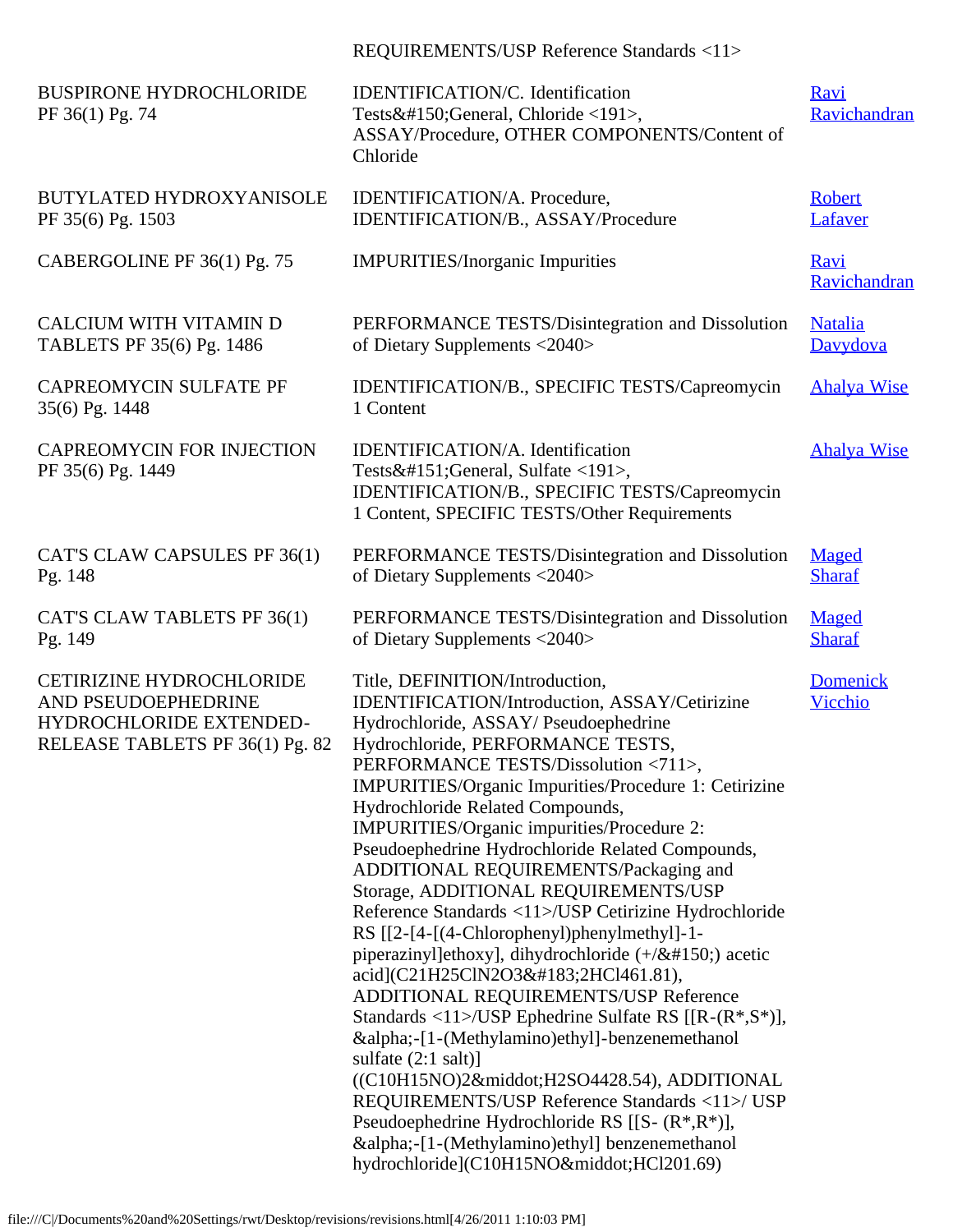| | REQUIREMENTS/USP Reference Standards <11> | |
|---|---|---|
| BUSPIRONE HYDROCHLORIDE PF 36(1) Pg. 74 | IDENTIFICATION/C. Identification Tests&#150;General, Chloride <191>, ASSAY/Procedure, OTHER COMPONENTS/Content of Chloride | Ravi Ravichandran |
| BUTYLATED HYDROXYANISOLE PF 35(6) Pg. 1503 | IDENTIFICATION/A. Procedure, IDENTIFICATION/B., ASSAY/Procedure | Robert Lafaver |
| CABERGOLINE PF 36(1) Pg. 75 | IMPURITIES/Inorganic Impurities | Ravi Ravichandran |
| CALCIUM WITH VITAMIN D TABLETS PF 35(6) Pg. 1486 | PERFORMANCE TESTS/Disintegration and Dissolution of Dietary Supplements <2040> | Natalia Davydova |
| CAPREOMYCIN SULFATE PF 35(6) Pg. 1448 | IDENTIFICATION/B., SPECIFIC TESTS/Capreomycin 1 Content | Ahalya Wise |
| CAPREOMYCIN FOR INJECTION PF 35(6) Pg. 1449 | IDENTIFICATION/A. Identification Tests&#151;General, Sulfate <191>, IDENTIFICATION/B., SPECIFIC TESTS/Capreomycin 1 Content, SPECIFIC TESTS/Other Requirements | Ahalya Wise |
| CAT'S CLAW CAPSULES PF 36(1) Pg. 148 | PERFORMANCE TESTS/Disintegration and Dissolution of Dietary Supplements <2040> | Maged Sharaf |
| CAT'S CLAW TABLETS PF 36(1) Pg. 149 | PERFORMANCE TESTS/Disintegration and Dissolution of Dietary Supplements <2040> | Maged Sharaf |
| CETIRIZINE HYDROCHLORIDE AND PSEUDOEPHEDRINE HYDROCHLORIDE EXTENDED-RELEASE TABLETS PF 36(1) Pg. 82 | Title, DEFINITION/Introduction, IDENTIFICATION/Introduction, ASSAY/Cetirizine Hydrochloride, ASSAY/ Pseudoephedrine Hydrochloride, PERFORMANCE TESTS, PERFORMANCE TESTS/Dissolution <711>, IMPURITIES/Organic Impurities/Procedure 1: Cetirizine Hydrochloride Related Compounds, IMPURITIES/Organic impurities/Procedure 2: Pseudoephedrine Hydrochloride Related Compounds, ADDITIONAL REQUIREMENTS/Packaging and Storage, ADDITIONAL REQUIREMENTS/USP Reference Standards <11>/USP Cetirizine Hydrochloride RS [[2-[4-[(4-Chlorophenyl)phenylmethyl]-1-piperazinyl]ethoxy], dihydrochloride (+/&#150;) acetic acid](C21H25ClN2O3&#183;2HCl461.81), ADDITIONAL REQUIREMENTS/USP Reference Standards <11>/USP Ephedrine Sulfate RS [[R-(R*,S*)], &alpha;-[1-(Methylamino)ethyl]-benzenemethanol sulfate (2:1 salt)] ((C10H15NO)2&middot;H2SO4428.54), ADDITIONAL REQUIREMENTS/USP Reference Standards <11>/ USP Pseudoephedrine Hydrochloride RS [[S- (R*,R*)], &alpha;-[1-(Methylamino)ethyl] benzenemethanol hydrochloride](C10H15NO&middot;HCl201.69) | Domenick Vicchio |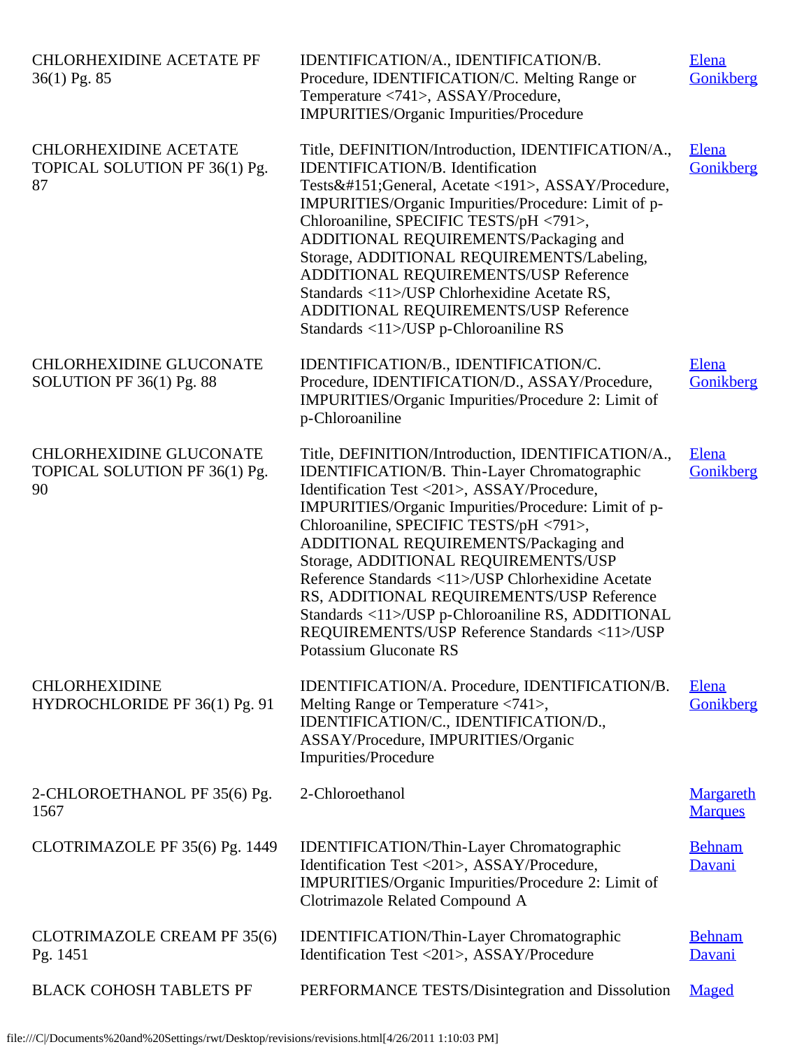| | | |
|---|---|---|
| CHLORHEXIDINE ACETATE PF 36(1) Pg. 85 | IDENTIFICATION/A., IDENTIFICATION/B. Procedure, IDENTIFICATION/C. Melting Range or Temperature <741>, ASSAY/Procedure, IMPURITIES/Organic Impurities/Procedure | Elena Gonikberg |
| CHLORHEXIDINE ACETATE TOPICAL SOLUTION PF 36(1) Pg. 87 | Title, DEFINITION/Introduction, IDENTIFICATION/A., IDENTIFICATION/B. Identification Tests&#151;General, Acetate <191>, ASSAY/Procedure, IMPURITIES/Organic Impurities/Procedure: Limit of p-Chloroaniline, SPECIFIC TESTS/pH <791>, ADDITIONAL REQUIREMENTS/Packaging and Storage, ADDITIONAL REQUIREMENTS/Labeling, ADDITIONAL REQUIREMENTS/USP Reference Standards <11>/USP Chlorhexidine Acetate RS, ADDITIONAL REQUIREMENTS/USP Reference Standards <11>/USP p-Chloroaniline RS | Elena Gonikberg |
| CHLORHEXIDINE GLUCONATE SOLUTION PF 36(1) Pg. 88 | IDENTIFICATION/B., IDENTIFICATION/C. Procedure, IDENTIFICATION/D., ASSAY/Procedure, IMPURITIES/Organic Impurities/Procedure 2: Limit of p-Chloroaniline | Elena Gonikberg |
| CHLORHEXIDINE GLUCONATE TOPICAL SOLUTION PF 36(1) Pg. 90 | Title, DEFINITION/Introduction, IDENTIFICATION/A., IDENTIFICATION/B. Thin-Layer Chromatographic Identification Test <201>, ASSAY/Procedure, IMPURITIES/Organic Impurities/Procedure: Limit of p-Chloroaniline, SPECIFIC TESTS/pH <791>, ADDITIONAL REQUIREMENTS/Packaging and Storage, ADDITIONAL REQUIREMENTS/USP Reference Standards <11>/USP Chlorhexidine Acetate RS, ADDITIONAL REQUIREMENTS/USP Reference Standards <11>/USP p-Chloroaniline RS, ADDITIONAL REQUIREMENTS/USP Reference Standards <11>/USP Potassium Gluconate RS | Elena Gonikberg |
| CHLORHEXIDINE HYDROCHLORIDE PF 36(1) Pg. 91 | IDENTIFICATION/A. Procedure, IDENTIFICATION/B. Melting Range or Temperature <741>, IDENTIFICATION/C., IDENTIFICATION/D., ASSAY/Procedure, IMPURITIES/Organic Impurities/Procedure | Elena Gonikberg |
| 2-CHLOROETHANOL PF 35(6) Pg. 1567 | 2-Chloroethanol | Margareth Marques |
| CLOTRIMAZOLE PF 35(6) Pg. 1449 | IDENTIFICATION/Thin-Layer Chromatographic Identification Test <201>, ASSAY/Procedure, IMPURITIES/Organic Impurities/Procedure 2: Limit of Clotrimazole Related Compound A | Behnam Davani |
| CLOTRIMAZOLE CREAM PF 35(6) Pg. 1451 | IDENTIFICATION/Thin-Layer Chromatographic Identification Test <201>, ASSAY/Procedure | Behnam Davani |
| BLACK COHOSH TABLETS PF | PERFORMANCE TESTS/Disintegration and Dissolution | Maged |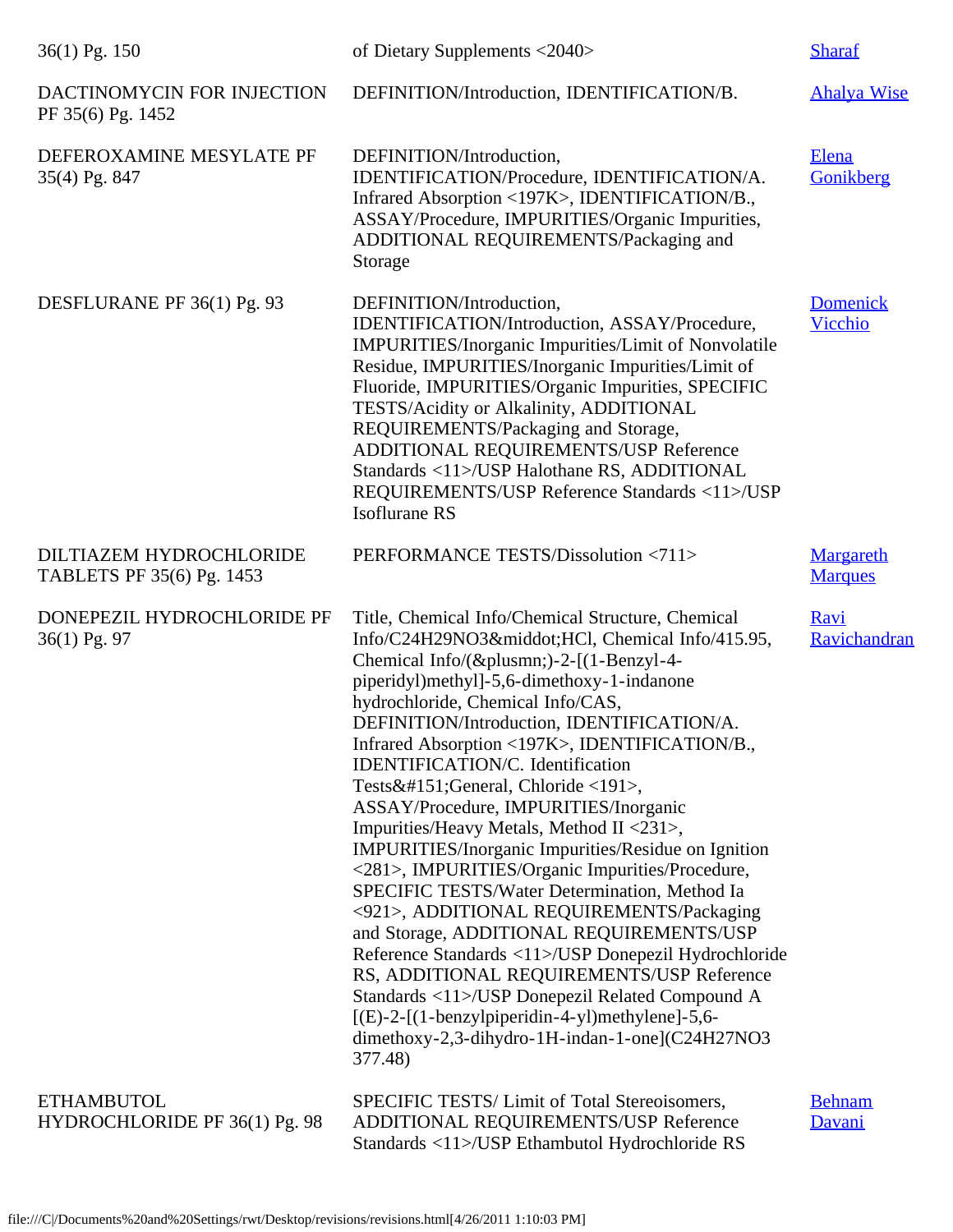| | | |
|---|---|---|
| 36(1) Pg. 150 | of Dietary Supplements <2040> | Sharaf |
| DACTINOMYCIN FOR INJECTION PF 35(6) Pg. 1452 | DEFINITION/Introduction, IDENTIFICATION/B. | Ahalya Wise |
| DEFEROXAMINE MESYLATE PF 35(4) Pg. 847 | DEFINITION/Introduction, IDENTIFICATION/Procedure, IDENTIFICATION/A. Infrared Absorption <197K>, IDENTIFICATION/B., ASSAY/Procedure, IMPURITIES/Organic Impurities, ADDITIONAL REQUIREMENTS/Packaging and Storage | Elena Gonikberg |
| DESFLURANE PF 36(1) Pg. 93 | DEFINITION/Introduction, IDENTIFICATION/Introduction, ASSAY/Procedure, IMPURITIES/Inorganic Impurities/Limit of Nonvolatile Residue, IMPURITIES/Inorganic Impurities/Limit of Fluoride, IMPURITIES/Organic Impurities, SPECIFIC TESTS/Acidity or Alkalinity, ADDITIONAL REQUIREMENTS/Packaging and Storage, ADDITIONAL REQUIREMENTS/USP Reference Standards <11>/USP Halothane RS, ADDITIONAL REQUIREMENTS/USP Reference Standards <11>/USP Isoflurane RS | Domenick Vicchio |
| DILTIAZEM HYDROCHLORIDE TABLETS PF 35(6) Pg. 1453 | PERFORMANCE TESTS/Dissolution <711> | Margareth Marques |
| DONEPEZIL HYDROCHLORIDE PF 36(1) Pg. 97 | Title, Chemical Info/Chemical Structure, Chemical Info/C24H29NO3&middot;HCl, Chemical Info/415.95, Chemical Info/(&plusmn;)-2-[(1-Benzyl-4-piperidyl)methyl]-5,6-dimethoxy-1-indanone hydrochloride, Chemical Info/CAS, DEFINITION/Introduction, IDENTIFICATION/A. Infrared Absorption <197K>, IDENTIFICATION/B., IDENTIFICATION/C. Identification Tests&#151;General, Chloride <191>, ASSAY/Procedure, IMPURITIES/Inorganic Impurities/Heavy Metals, Method II <231>, IMPURITIES/Inorganic Impurities/Residue on Ignition <281>, IMPURITIES/Organic Impurities/Procedure, SPECIFIC TESTS/Water Determination, Method Ia <921>, ADDITIONAL REQUIREMENTS/Packaging and Storage, ADDITIONAL REQUIREMENTS/USP Reference Standards <11>/USP Donepezil Hydrochloride RS, ADDITIONAL REQUIREMENTS/USP Reference Standards <11>/USP Donepezil Related Compound A [(E)-2-[(1-benzylpiperidin-4-yl)methylene]-5,6-dimethoxy-2,3-dihydro-1H-indan-1-one](C24H27NO3 377.48) | Ravi Ravichandran |
| ETHAMBUTOL HYDROCHLORIDE PF 36(1) Pg. 98 | SPECIFIC TESTS/ Limit of Total Stereoisomers, ADDITIONAL REQUIREMENTS/USP Reference Standards <11>/USP Ethambutol Hydrochloride RS | Behnam Davani |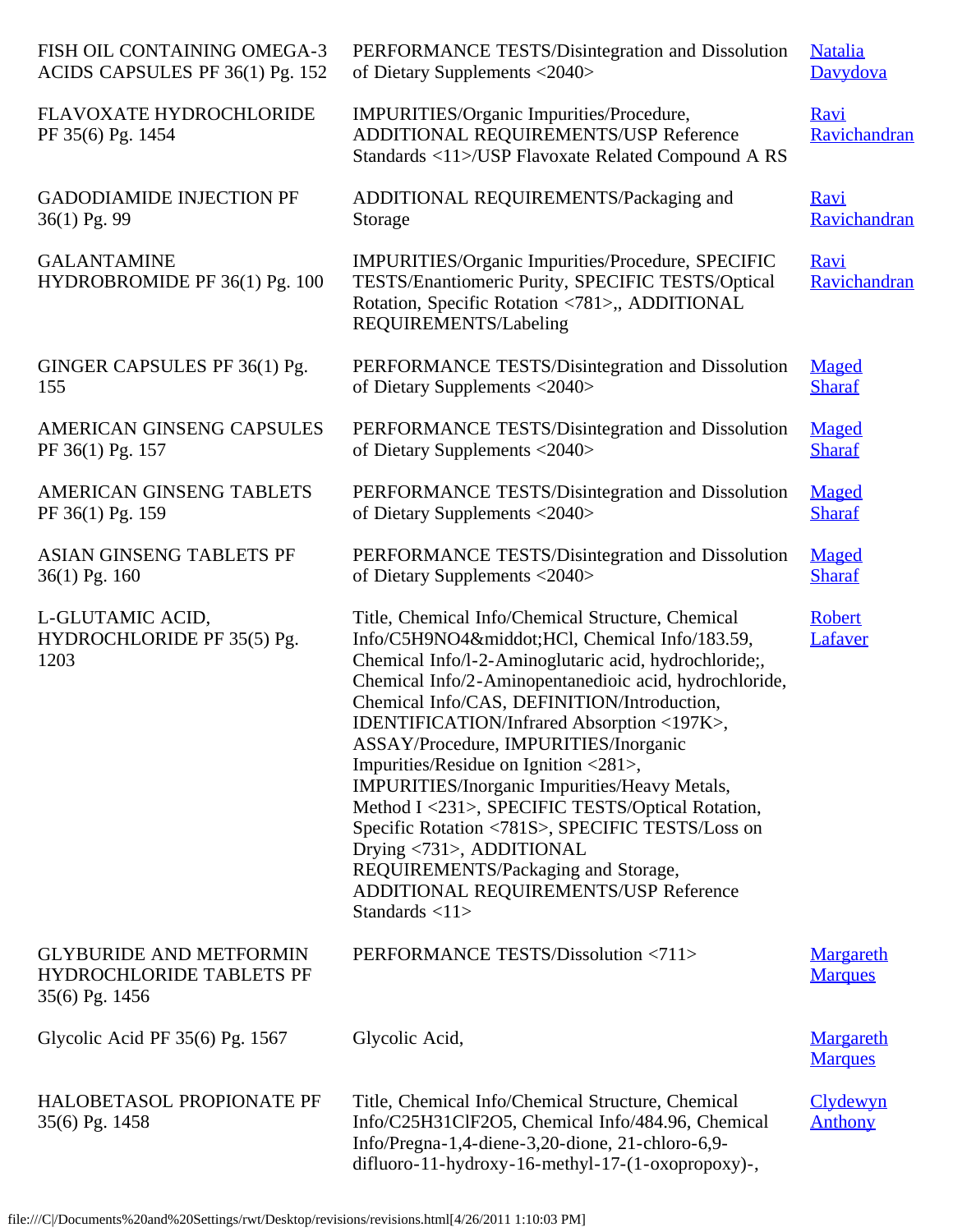| | | |
|---|---|---|
| FISH OIL CONTAINING OMEGA-3 ACIDS CAPSULES PF 36(1) Pg. 152 | PERFORMANCE TESTS/Disintegration and Dissolution of Dietary Supplements <2040> | Natalia Davydova |
| FLAVOXATE HYDROCHLORIDE PF 35(6) Pg. 1454 | IMPURITIES/Organic Impurities/Procedure, ADDITIONAL REQUIREMENTS/USP Reference Standards <11>/USP Flavoxate Related Compound A RS | Ravi Ravichandran |
| GADODIAMIDE INJECTION PF 36(1) Pg. 99 | ADDITIONAL REQUIREMENTS/Packaging and Storage | Ravi Ravichandran |
| GALANTAMINE HYDROBROMIDE PF 36(1) Pg. 100 | IMPURITIES/Organic Impurities/Procedure, SPECIFIC TESTS/Enantiomeric Purity, SPECIFIC TESTS/Optical Rotation, Specific Rotation <781>,, ADDITIONAL REQUIREMENTS/Labeling | Ravi Ravichandran |
| GINGER CAPSULES PF 36(1) Pg. 155 | PERFORMANCE TESTS/Disintegration and Dissolution of Dietary Supplements <2040> | Maged Sharaf |
| AMERICAN GINSENG CAPSULES PF 36(1) Pg. 157 | PERFORMANCE TESTS/Disintegration and Dissolution of Dietary Supplements <2040> | Maged Sharaf |
| AMERICAN GINSENG TABLETS PF 36(1) Pg. 159 | PERFORMANCE TESTS/Disintegration and Dissolution of Dietary Supplements <2040> | Maged Sharaf |
| ASIAN GINSENG TABLETS PF 36(1) Pg. 160 | PERFORMANCE TESTS/Disintegration and Dissolution of Dietary Supplements <2040> | Maged Sharaf |
| L-GLUTAMIC ACID, HYDROCHLORIDE PF 35(5) Pg. 1203 | Title, Chemical Info/Chemical Structure, Chemical Info/C5H9NO4&middot;HCl, Chemical Info/183.59, Chemical Info/l-2-Aminoglutaric acid, hydrochloride;, Chemical Info/2-Aminopentanedioic acid, hydrochloride, Chemical Info/CAS, DEFINITION/Introduction, IDENTIFICATION/Infrared Absorption <197K>, ASSAY/Procedure, IMPURITIES/Inorganic Impurities/Residue on Ignition <281>, IMPURITIES/Inorganic Impurities/Heavy Metals, Method I <231>, SPECIFIC TESTS/Optical Rotation, Specific Rotation <781S>, SPECIFIC TESTS/Loss on Drying <731>, ADDITIONAL REQUIREMENTS/Packaging and Storage, ADDITIONAL REQUIREMENTS/USP Reference Standards <11> | Robert Lafaver |
| GLYBURIDE AND METFORMIN HYDROCHLORIDE TABLETS PF 35(6) Pg. 1456 | PERFORMANCE TESTS/Dissolution <711> | Margareth Marques |
| Glycolic Acid PF 35(6) Pg. 1567 | Glycolic Acid, | Margareth Marques |
| HALOBETASOL PROPIONATE PF 35(6) Pg. 1458 | Title, Chemical Info/Chemical Structure, Chemical Info/C25H31ClF2O5, Chemical Info/484.96, Chemical Info/Pregna-1,4-diene-3,20-dione, 21-chloro-6,9-difluoro-11-hydroxy-16-methyl-17-(1-oxopropoxy)-, | Clydewyn Anthony |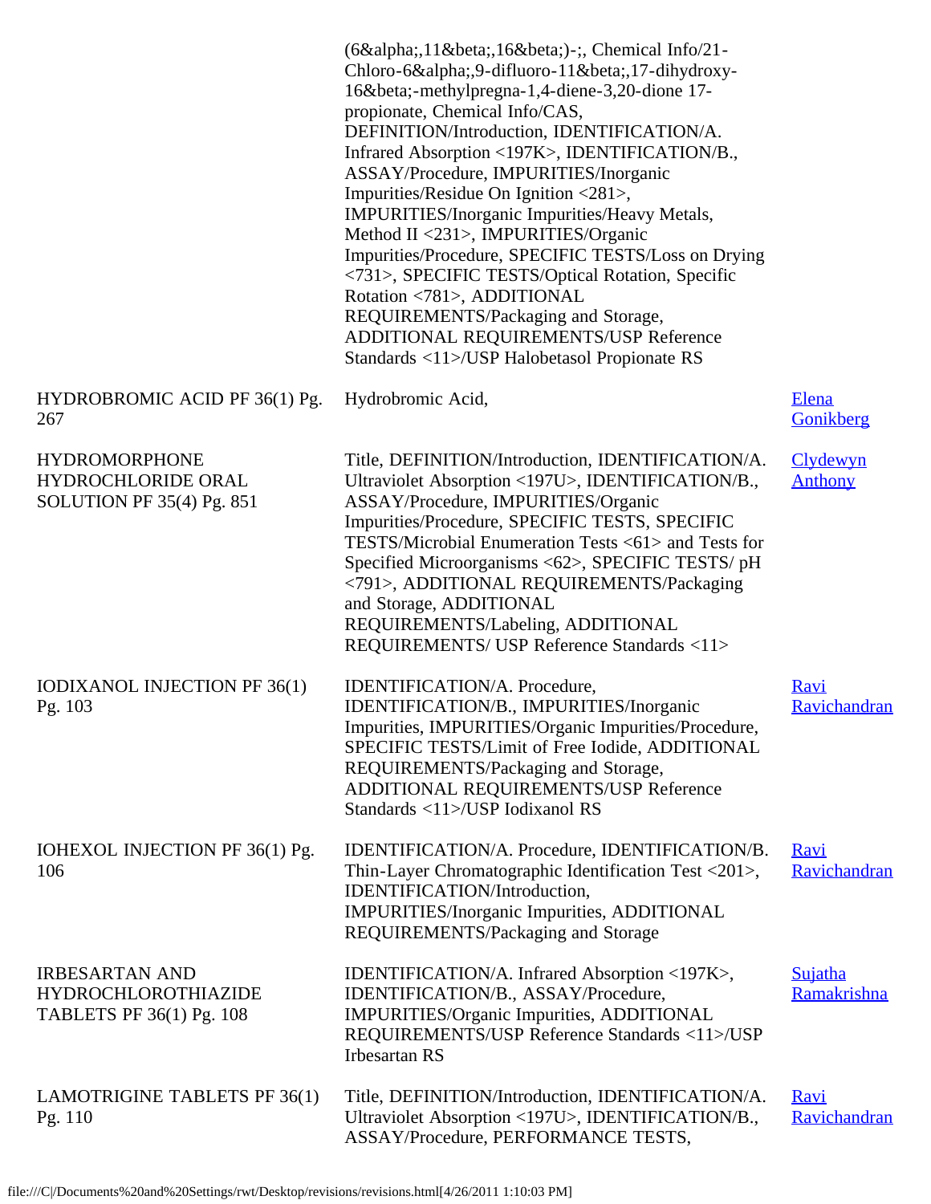| | | |
|---|---|---|
| | (6&alpha;,11&beta;,16&beta;)-;, Chemical Info/21-Chloro-6&alpha;,9-difluoro-11&beta;,17-dihydroxy-16&beta;-methylpregna-1,4-diene-3,20-dione 17-propionate, Chemical Info/CAS, DEFINITION/Introduction, IDENTIFICATION/A. Infrared Absorption <197K>, IDENTIFICATION/B., ASSAY/Procedure, IMPURITIES/Inorganic Impurities/Residue On Ignition <281>, IMPURITIES/Inorganic Impurities/Heavy Metals, Method II <231>, IMPURITIES/Organic Impurities/Procedure, SPECIFIC TESTS/Loss on Drying <731>, SPECIFIC TESTS/Optical Rotation, Specific Rotation <781>, ADDITIONAL REQUIREMENTS/Packaging and Storage, ADDITIONAL REQUIREMENTS/USP Reference Standards <11>/USP Halobetasol Propionate RS | |
| HYDROBROMIC ACID PF 36(1) Pg. 267 | Hydrobromic Acid, | Elena Gonikberg |
| HYDROMORPHONE HYDROCHLORIDE ORAL SOLUTION PF 35(4) Pg. 851 | Title, DEFINITION/Introduction, IDENTIFICATION/A. Ultraviolet Absorption <197U>, IDENTIFICATION/B., ASSAY/Procedure, IMPURITIES/Organic Impurities/Procedure, SPECIFIC TESTS, SPECIFIC TESTS/Microbial Enumeration Tests <61> and Tests for Specified Microorganisms <62>, SPECIFIC TESTS/ pH <791>, ADDITIONAL REQUIREMENTS/Packaging and Storage, ADDITIONAL REQUIREMENTS/Labeling, ADDITIONAL REQUIREMENTS/ USP Reference Standards <11> | Clydewyn Anthony |
| IODIXANOL INJECTION PF 36(1) Pg. 103 | IDENTIFICATION/A. Procedure, IDENTIFICATION/B., IMPURITIES/Inorganic Impurities, IMPURITIES/Organic Impurities/Procedure, SPECIFIC TESTS/Limit of Free Iodide, ADDITIONAL REQUIREMENTS/Packaging and Storage, ADDITIONAL REQUIREMENTS/USP Reference Standards <11>/USP Iodixanol RS | Ravi Ravichandran |
| IOHEXOL INJECTION PF 36(1) Pg. 106 | IDENTIFICATION/A. Procedure, IDENTIFICATION/B. Thin-Layer Chromatographic Identification Test <201>, IDENTIFICATION/Introduction, IMPURITIES/Inorganic Impurities, ADDITIONAL REQUIREMENTS/Packaging and Storage | Ravi Ravichandran |
| IRBESARTAN AND HYDROCHLOROTHIAZIDE TABLETS PF 36(1) Pg. 108 | IDENTIFICATION/A. Infrared Absorption <197K>, IDENTIFICATION/B., ASSAY/Procedure, IMPURITIES/Organic Impurities, ADDITIONAL REQUIREMENTS/USP Reference Standards <11>/USP Irbesartan RS | Sujatha Ramakrishna |
| LAMOTRIGINE TABLETS PF 36(1) Pg. 110 | Title, DEFINITION/Introduction, IDENTIFICATION/A. Ultraviolet Absorption <197U>, IDENTIFICATION/B., ASSAY/Procedure, PERFORMANCE TESTS, | Ravi Ravichandran |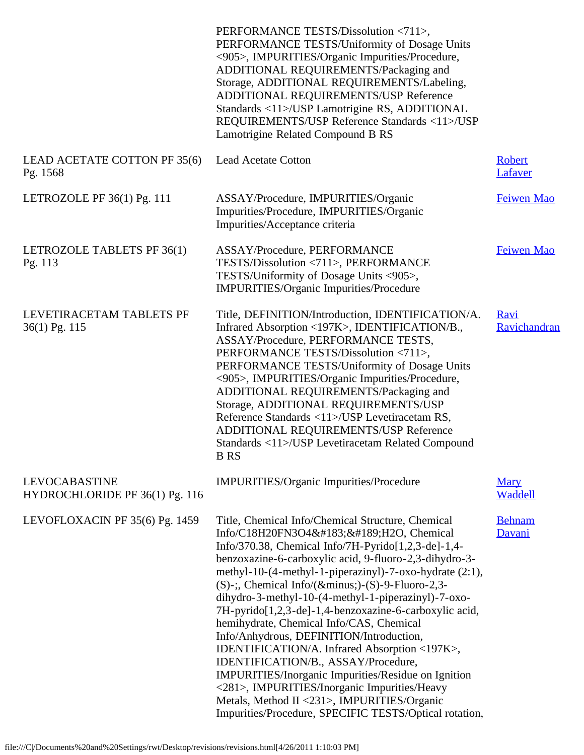| | | |
|---|---|---|
| | PERFORMANCE TESTS/Dissolution <711>, PERFORMANCE TESTS/Uniformity of Dosage Units <905>, IMPURITIES/Organic Impurities/Procedure, ADDITIONAL REQUIREMENTS/Packaging and Storage, ADDITIONAL REQUIREMENTS/Labeling, ADDITIONAL REQUIREMENTS/USP Reference Standards <11>/USP Lamotrigine RS, ADDITIONAL REQUIREMENTS/USP Reference Standards <11>/USP Lamotrigine Related Compound B RS | |
| LEAD ACETATE COTTON PF 35(6) Pg. 1568 | Lead Acetate Cotton | Robert Lafaver |
| LETROZOLE PF 36(1) Pg. 111 | ASSAY/Procedure, IMPURITIES/Organic Impurities/Procedure, IMPURITIES/Organic Impurities/Acceptance criteria | Feiwen Mao |
| LETROZOLE TABLETS PF 36(1) Pg. 113 | ASSAY/Procedure, PERFORMANCE TESTS/Dissolution <711>, PERFORMANCE TESTS/Uniformity of Dosage Units <905>, IMPURITIES/Organic Impurities/Procedure | Feiwen Mao |
| LEVETIRACETAM TABLETS PF 36(1) Pg. 115 | Title, DEFINITION/Introduction, IDENTIFICATION/A. Infrared Absorption <197K>, IDENTIFICATION/B., ASSAY/Procedure, PERFORMANCE TESTS, PERFORMANCE TESTS/Dissolution <711>, PERFORMANCE TESTS/Uniformity of Dosage Units <905>, IMPURITIES/Organic Impurities/Procedure, ADDITIONAL REQUIREMENTS/Packaging and Storage, ADDITIONAL REQUIREMENTS/USP Reference Standards <11>/USP Levetiracetam RS, ADDITIONAL REQUIREMENTS/USP Reference Standards <11>/USP Levetiracetam Related Compound B RS | Ravi Ravichandran |
| LEVOCABASTINE HYDROCHLORIDE PF 36(1) Pg. 116 | IMPURITIES/Organic Impurities/Procedure | Mary Waddell |
| LEVOFLOXACIN PF 35(6) Pg. 1459 | Title, Chemical Info/Chemical Structure, Chemical Info/C18H20FN3O4&#183;&#189;H2O, Chemical Info/370.38, Chemical Info/7H-Pyrido[1,2,3-de]-1,4-benzoxazine-6-carboxylic acid, 9-fluoro-2,3-dihydro-3-methyl-10-(4-methyl-1-piperazinyl)-7-oxo-hydrate (2:1), (S)-;, Chemical Info/(&minus;)-(S)-9-Fluoro-2,3-dihydro-3-methyl-10-(4-methyl-1-piperazinyl)-7-oxo-7H-pyrido[1,2,3-de]-1,4-benzoxazine-6-carboxylic acid, hemihydrate, Chemical Info/CAS, Chemical Info/Anhydrous, DEFINITION/Introduction, IDENTIFICATION/A. Infrared Absorption <197K>, IDENTIFICATION/B., ASSAY/Procedure, IMPURITIES/Inorganic Impurities/Residue on Ignition <281>, IMPURITIES/Inorganic Impurities/Heavy Metals, Method II <231>, IMPURITIES/Organic Impurities/Procedure, SPECIFIC TESTS/Optical rotation, | Behnam Davani |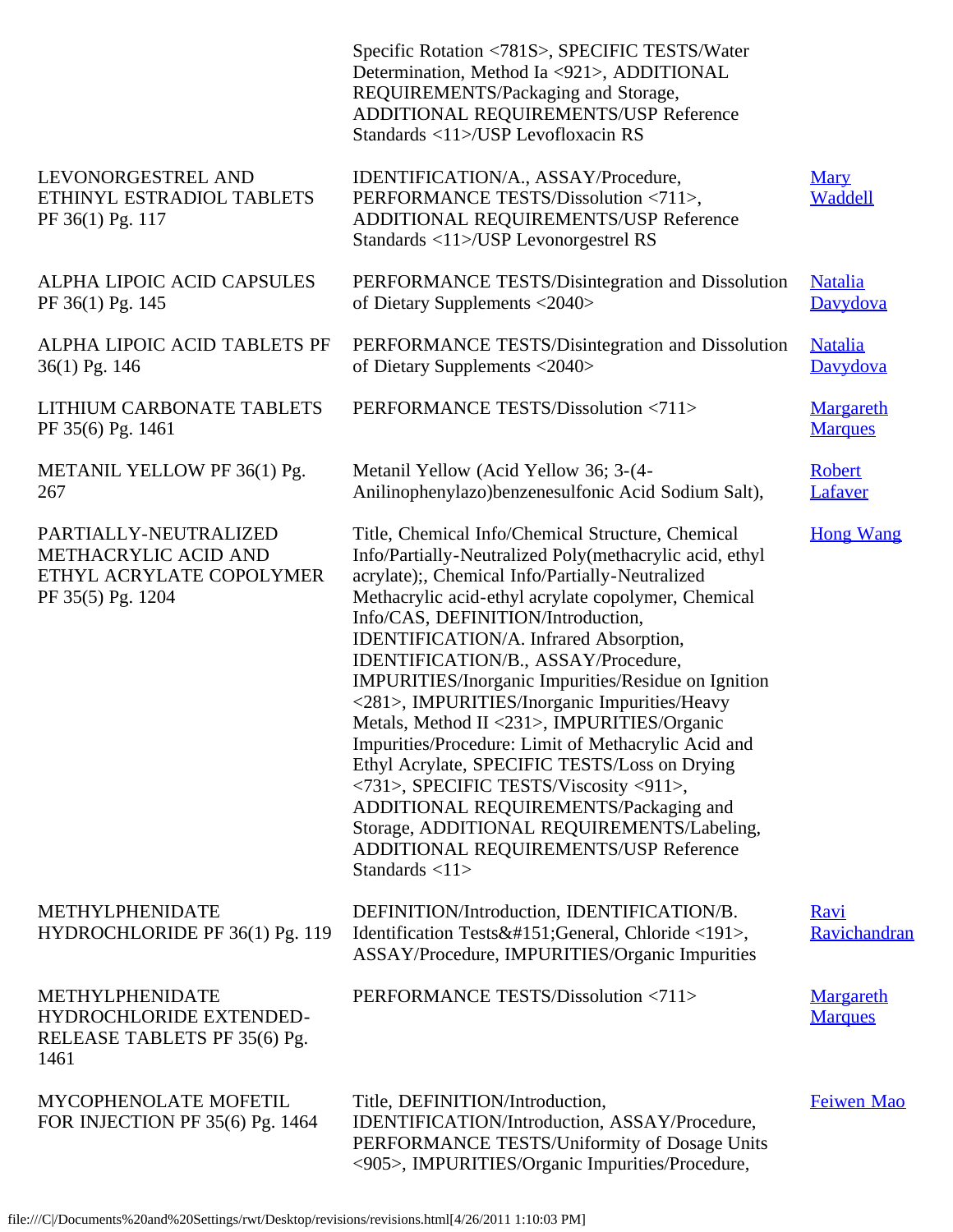| | | |
|---|---|---|
| | Specific Rotation <781S>, SPECIFIC TESTS/Water Determination, Method Ia <921>, ADDITIONAL REQUIREMENTS/Packaging and Storage, ADDITIONAL REQUIREMENTS/USP Reference Standards <11>/USP Levofloxacin RS | |
| LEVONORGESTREL AND ETHINYL ESTRADIOL TABLETS PF 36(1) Pg. 117 | IDENTIFICATION/A., ASSAY/Procedure, PERFORMANCE TESTS/Dissolution <711>, ADDITIONAL REQUIREMENTS/USP Reference Standards <11>/USP Levonorgestrel RS | Mary Waddell |
| ALPHA LIPOIC ACID CAPSULES PF 36(1) Pg. 145 | PERFORMANCE TESTS/Disintegration and Dissolution of Dietary Supplements <2040> | Natalia Davydova |
| ALPHA LIPOIC ACID TABLETS PF 36(1) Pg. 146 | PERFORMANCE TESTS/Disintegration and Dissolution of Dietary Supplements <2040> | Natalia Davydova |
| LITHIUM CARBONATE TABLETS PF 35(6) Pg. 1461 | PERFORMANCE TESTS/Dissolution <711> | Margareth Marques |
| METANIL YELLOW PF 36(1) Pg. 267 | Metanil Yellow (Acid Yellow 36; 3-(4-Anilinophenylazo)benzenesulfonic Acid Sodium Salt), | Robert Lafaver |
| PARTIALLY-NEUTRALIZED METHACRYLIC ACID AND ETHYL ACRYLATE COPOLYMER PF 35(5) Pg. 1204 | Title, Chemical Info/Chemical Structure, Chemical Info/Partially-Neutralized Poly(methacrylic acid, ethyl acrylate);, Chemical Info/Partially-Neutralized Methacrylic acid-ethyl acrylate copolymer, Chemical Info/CAS, DEFINITION/Introduction, IDENTIFICATION/A. Infrared Absorption, IDENTIFICATION/B., ASSAY/Procedure, IMPURITIES/Inorganic Impurities/Residue on Ignition <281>, IMPURITIES/Inorganic Impurities/Heavy Metals, Method II <231>, IMPURITIES/Organic Impurities/Procedure: Limit of Methacrylic Acid and Ethyl Acrylate, SPECIFIC TESTS/Loss on Drying <731>, SPECIFIC TESTS/Viscosity <911>, ADDITIONAL REQUIREMENTS/Packaging and Storage, ADDITIONAL REQUIREMENTS/Labeling, ADDITIONAL REQUIREMENTS/USP Reference Standards <11> | Hong Wang |
| METHYLPHENIDATE HYDROCHLORIDE PF 36(1) Pg. 119 | DEFINITION/Introduction, IDENTIFICATION/B. Identification Tests&#151;General, Chloride <191>, ASSAY/Procedure, IMPURITIES/Organic Impurities | Ravi Ravichandran |
| METHYLPHENIDATE HYDROCHLORIDE EXTENDED-RELEASE TABLETS PF 35(6) Pg. 1461 | PERFORMANCE TESTS/Dissolution <711> | Margareth Marques |
| MYCOPHENOLATE MOFETIL FOR INJECTION PF 35(6) Pg. 1464 | Title, DEFINITION/Introduction, IDENTIFICATION/Introduction, ASSAY/Procedure, PERFORMANCE TESTS/Uniformity of Dosage Units <905>, IMPURITIES/Organic Impurities/Procedure, | Feiwen Mao |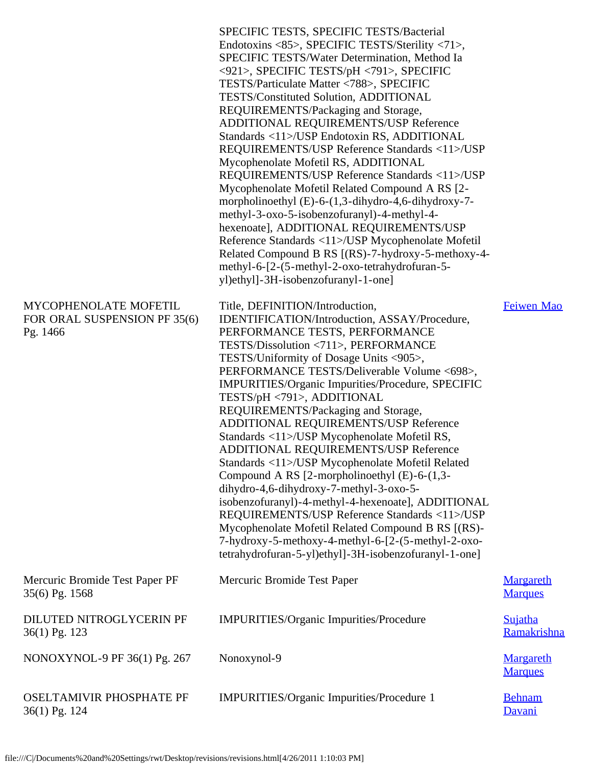| | | |
|---|---|---|
| | SPECIFIC TESTS, SPECIFIC TESTS/Bacterial Endotoxins <85>, SPECIFIC TESTS/Sterility <71>, SPECIFIC TESTS/Water Determination, Method Ia <921>, SPECIFIC TESTS/pH <791>, SPECIFIC TESTS/Particulate Matter <788>, SPECIFIC TESTS/Constituted Solution, ADDITIONAL REQUIREMENTS/Packaging and Storage, ADDITIONAL REQUIREMENTS/USP Reference Standards <11>/USP Endotoxin RS, ADDITIONAL REQUIREMENTS/USP Reference Standards <11>/USP Mycophenolate Mofetil RS, ADDITIONAL REQUIREMENTS/USP Reference Standards <11>/USP Mycophenolate Mofetil Related Compound A RS [2-morpholinoethyl (E)-6-(1,3-dihydro-4,6-dihydroxy-7-methyl-3-oxo-5-isobenzofuranyl)-4-methyl-4-hexenoate], ADDITIONAL REQUIREMENTS/USP Reference Standards <11>/USP Mycophenolate Mofetil Related Compound B RS [(RS)-7-hydroxy-5-methoxy-4-methyl-6-[2-(5-methyl-2-oxo-tetrahydrofuran-5-yl)ethyl]-3H-isobenzofuranyl-1-one] | |
| MYCOPHENOLATE MOFETIL FOR ORAL SUSPENSION PF 35(6) Pg. 1466 | Title, DEFINITION/Introduction, IDENTIFICATION/Introduction, ASSAY/Procedure, PERFORMANCE TESTS, PERFORMANCE TESTS/Dissolution <711>, PERFORMANCE TESTS/Uniformity of Dosage Units <905>, PERFORMANCE TESTS/Deliverable Volume <698>, IMPURITIES/Organic Impurities/Procedure, SPECIFIC TESTS/pH <791>, ADDITIONAL REQUIREMENTS/Packaging and Storage, ADDITIONAL REQUIREMENTS/USP Reference Standards <11>/USP Mycophenolate Mofetil RS, ADDITIONAL REQUIREMENTS/USP Reference Standards <11>/USP Mycophenolate Mofetil Related Compound A RS [2-morpholinoethyl (E)-6-(1,3-dihydro-4,6-dihydroxy-7-methyl-3-oxo-5-isobenzofuranyl)-4-methyl-4-hexenoate], ADDITIONAL REQUIREMENTS/USP Reference Standards <11>/USP Mycophenolate Mofetil Related Compound B RS [(RS)-7-hydroxy-5-methoxy-4-methyl-6-[2-(5-methyl-2-oxo-tetrahydrofuran-5-yl)ethyl]-3H-isobenzofuranyl-1-one] | Feiwen Mao |
| Mercuric Bromide Test Paper PF 35(6) Pg. 1568 | Mercuric Bromide Test Paper | Margareth Marques |
| DILUTED NITROGLYCERIN PF 36(1) Pg. 123 | IMPURITIES/Organic Impurities/Procedure | Sujatha Ramakrishna |
| NONOXYNOL-9 PF 36(1) Pg. 267 | Nonoxynol-9 | Margareth Marques |
| OSELTAMIVIR PHOSPHATE PF 36(1) Pg. 124 | IMPURITIES/Organic Impurities/Procedure 1 | Behnam Davani |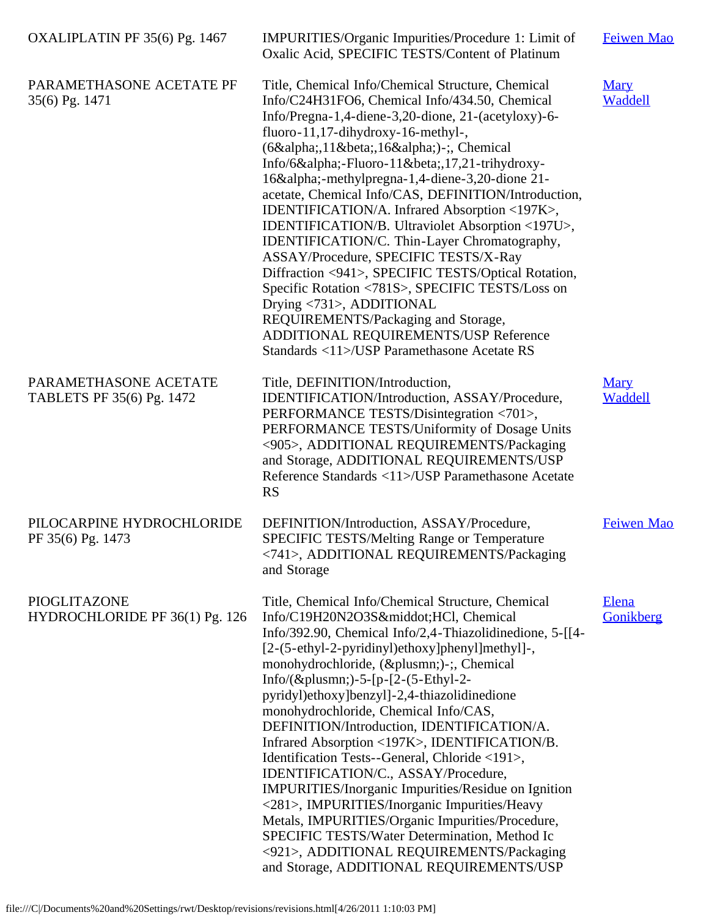| | | |
|---|---|---|
| OXALIPLATIN PF 35(6) Pg. 1467 | IMPURITIES/Organic Impurities/Procedure 1: Limit of Oxalic Acid, SPECIFIC TESTS/Content of Platinum | Feiwen Mao |
| PARAMETHASONE ACETATE PF 35(6) Pg. 1471 | Title, Chemical Info/Chemical Structure, Chemical Info/C24H31FO6, Chemical Info/434.50, Chemical Info/Pregna-1,4-diene-3,20-dione, 21-(acetyloxy)-6-fluoro-11,17-dihydroxy-16-methyl-, (6&alpha;,11&beta;,16&alpha;)-;, Chemical Info/6&alpha;-Fluoro-11&beta;,17,21-trihydroxy-16&alpha;-methylpregna-1,4-diene-3,20-dione 21-acetate, Chemical Info/CAS, DEFINITION/Introduction, IDENTIFICATION/A. Infrared Absorption <197K>, IDENTIFICATION/B. Ultraviolet Absorption <197U>, IDENTIFICATION/C. Thin-Layer Chromatography, ASSAY/Procedure, SPECIFIC TESTS/X-Ray Diffraction <941>, SPECIFIC TESTS/Optical Rotation, Specific Rotation <781S>, SPECIFIC TESTS/Loss on Drying <731>, ADDITIONAL REQUIREMENTS/Packaging and Storage, ADDITIONAL REQUIREMENTS/USP Reference Standards <11>/USP Paramethasone Acetate RS | Mary Waddell |
| PARAMETHASONE ACETATE TABLETS PF 35(6) Pg. 1472 | Title, DEFINITION/Introduction, IDENTIFICATION/Introduction, ASSAY/Procedure, PERFORMANCE TESTS/Disintegration <701>, PERFORMANCE TESTS/Uniformity of Dosage Units <905>, ADDITIONAL REQUIREMENTS/Packaging and Storage, ADDITIONAL REQUIREMENTS/USP Reference Standards <11>/USP Paramethasone Acetate RS | Mary Waddell |
| PILOCARPINE HYDROCHLORIDE PF 35(6) Pg. 1473 | DEFINITION/Introduction, ASSAY/Procedure, SPECIFIC TESTS/Melting Range or Temperature <741>, ADDITIONAL REQUIREMENTS/Packaging and Storage | Feiwen Mao |
| PIOGLITAZONE HYDROCHLORIDE PF 36(1) Pg. 126 | Title, Chemical Info/Chemical Structure, Chemical Info/C19H20N2O3S&middot;HCl, Chemical Info/392.90, Chemical Info/2,4-Thiazolidinedione, 5-[[4-[2-(5-ethyl-2-pyridinyl)ethoxy]phenyl]methyl]-, monohydrochloride, (&plusmn;)-;, Chemical Info/(&plusmn;)-5-[p-[2-(5-Ethyl-2-pyridyl)ethoxy]benzyl]-2,4-thiazolidinedione monohydrochloride, Chemical Info/CAS, DEFINITION/Introduction, IDENTIFICATION/A. Infrared Absorption <197K>, IDENTIFICATION/B. Identification Tests--General, Chloride <191>, IDENTIFICATION/C., ASSAY/Procedure, IMPURITIES/Inorganic Impurities/Residue on Ignition <281>, IMPURITIES/Inorganic Impurities/Heavy Metals, IMPURITIES/Organic Impurities/Procedure, SPECIFIC TESTS/Water Determination, Method Ic <921>, ADDITIONAL REQUIREMENTS/Packaging and Storage, ADDITIONAL REQUIREMENTS/USP | Elena Gonikberg |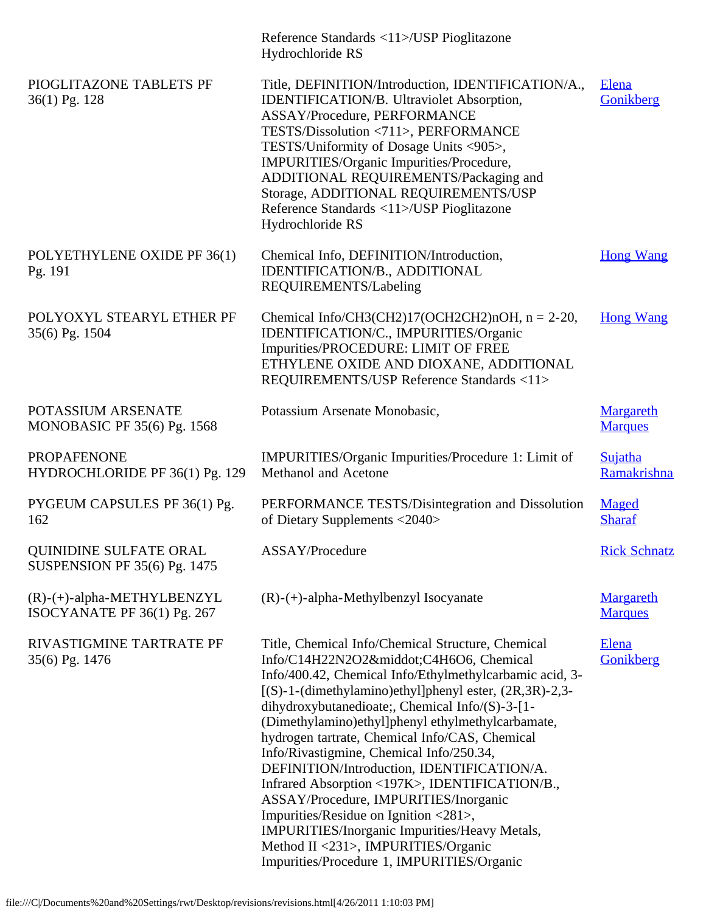| | | |
|---|---|---|
| | Reference Standards <11>/USP Pioglitazone Hydrochloride RS | |
| PIOGLITAZONE TABLETS PF 36(1) Pg. 128 | Title, DEFINITION/Introduction, IDENTIFICATION/A., IDENTIFICATION/B. Ultraviolet Absorption, ASSAY/Procedure, PERFORMANCE TESTS/Dissolution <711>, PERFORMANCE TESTS/Uniformity of Dosage Units <905>, IMPURITIES/Organic Impurities/Procedure, ADDITIONAL REQUIREMENTS/Packaging and Storage, ADDITIONAL REQUIREMENTS/USP Reference Standards <11>/USP Pioglitazone Hydrochloride RS | Elena Gonikberg |
| POLYETHYLENE OXIDE PF 36(1) Pg. 191 | Chemical Info, DEFINITION/Introduction, IDENTIFICATION/B., ADDITIONAL REQUIREMENTS/Labeling | Hong Wang |
| POLYOXYL STEARYL ETHER PF 35(6) Pg. 1504 | Chemical Info/CH3(CH2)17(OCH2CH2)nOH, n = 2-20, IDENTIFICATION/C., IMPURITIES/Organic Impurities/PROCEDURE: LIMIT OF FREE ETHYLENE OXIDE AND DIOXANE, ADDITIONAL REQUIREMENTS/USP Reference Standards <11> | Hong Wang |
| POTASSIUM ARSENATE MONOBASIC PF 35(6) Pg. 1568 | Potassium Arsenate Monobasic, | Margareth Marques |
| PROPAFENONE HYDROCHLORIDE PF 36(1) Pg. 129 | IMPURITIES/Organic Impurities/Procedure 1: Limit of Methanol and Acetone | Sujatha Ramakrishna |
| PYGEUM CAPSULES PF 36(1) Pg. 162 | PERFORMANCE TESTS/Disintegration and Dissolution of Dietary Supplements <2040> | Maged Sharaf |
| QUINIDINE SULFATE ORAL SUSPENSION PF 35(6) Pg. 1475 | ASSAY/Procedure | Rick Schnatz |
| (R)-(+)-alpha-METHYLBENZYL ISOCYANATE PF 36(1) Pg. 267 | (R)-(+)-alpha-Methylbenzyl Isocyanate | Margareth Marques |
| RIVASTIGMINE TARTRATE PF 35(6) Pg. 1476 | Title, Chemical Info/Chemical Structure, Chemical Info/C14H22N2O2&middot;C4H6O6, Chemical Info/400.42, Chemical Info/Ethylmethylcarbamic acid, 3-[(S)-1-(dimethylamino)ethyl]phenyl ester, (2R,3R)-2,3-dihydroxybutanedioate;, Chemical Info/(S)-3-[1-(Dimethylamino)ethyl]phenyl ethylmethylcarbamate, hydrogen tartrate, Chemical Info/CAS, Chemical Info/Rivastigmine, Chemical Info/250.34, DEFINITION/Introduction, IDENTIFICATION/A. Infrared Absorption <197K>, IDENTIFICATION/B., ASSAY/Procedure, IMPURITIES/Inorganic Impurities/Residue on Ignition <281>, IMPURITIES/Inorganic Impurities/Heavy Metals, Method II <231>, IMPURITIES/Organic Impurities/Procedure 1, IMPURITIES/Organic | Elena Gonikberg |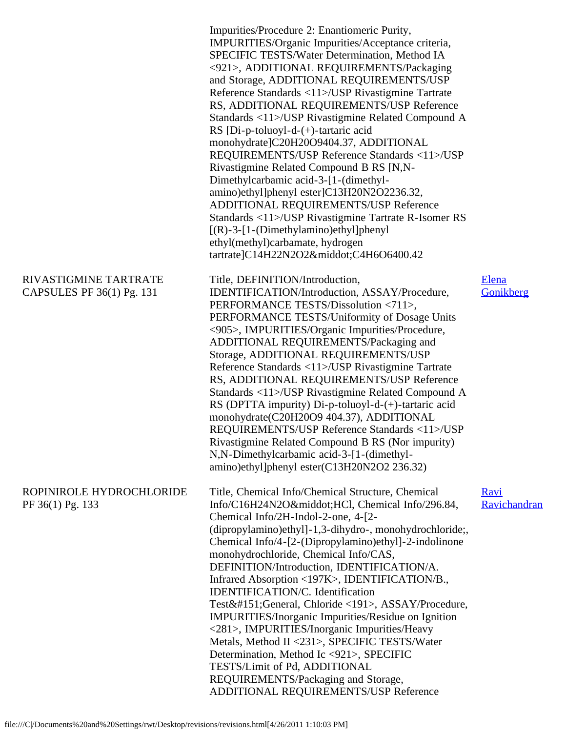| | | |
|---|---|---|
| | Impurities/Procedure 2: Enantiomeric Purity, IMPURITIES/Organic Impurities/Acceptance criteria, SPECIFIC TESTS/Water Determination, Method IA <921>, ADDITIONAL REQUIREMENTS/Packaging and Storage, ADDITIONAL REQUIREMENTS/USP Reference Standards <11>/USP Rivastigmine Tartrate RS, ADDITIONAL REQUIREMENTS/USP Reference Standards <11>/USP Rivastigmine Related Compound A RS [Di-p-toluoyl-d-(+)-tartaric acid monohydrate]C20H20O9404.37, ADDITIONAL REQUIREMENTS/USP Reference Standards <11>/USP Rivastigmine Related Compound B RS [N,N-Dimethylcarbamic acid-3-[1-(dimethyl-amino)ethyl]phenyl ester]C13H20N2O2236.32, ADDITIONAL REQUIREMENTS/USP Reference Standards <11>/USP Rivastigmine Tartrate R-Isomer RS [(R)-3-[1-(Dimethylamino)ethyl]phenyl ethyl(methyl)carbamate, hydrogen tartrate]C14H22N2O2&middot;C4H6O6400.42 | |
| RIVASTIGMINE TARTRATE CAPSULES PF 36(1) Pg. 131 | Title, DEFINITION/Introduction, IDENTIFICATION/Introduction, ASSAY/Procedure, PERFORMANCE TESTS/Dissolution <711>, PERFORMANCE TESTS/Uniformity of Dosage Units <905>, IMPURITIES/Organic Impurities/Procedure, ADDITIONAL REQUIREMENTS/Packaging and Storage, ADDITIONAL REQUIREMENTS/USP Reference Standards <11>/USP Rivastigmine Tartrate RS, ADDITIONAL REQUIREMENTS/USP Reference Standards <11>/USP Rivastigmine Related Compound A RS (DPTTA impurity) Di-p-toluoyl-d-(+)-tartaric acid monohydrate(C20H20O9 404.37), ADDITIONAL REQUIREMENTS/USP Reference Standards <11>/USP Rivastigmine Related Compound B RS (Nor impurity) N,N-Dimethylcarbamic acid-3-[1-(dimethyl-amino)ethyl]phenyl ester(C13H20N2O2 236.32) | Elena Gonikberg |
| ROPINIROLE HYDROCHLORIDE PF 36(1) Pg. 133 | Title, Chemical Info/Chemical Structure, Chemical Info/C16H24N2O&middot;HCl, Chemical Info/296.84, Chemical Info/2H-Indol-2-one, 4-[2-(dipropylamino)ethyl]-1,3-dihydro-, monohydrochloride;, Chemical Info/4-[2-(Dipropylamino)ethyl]-2-indolinone monohydrochloride, Chemical Info/CAS, DEFINITION/Introduction, IDENTIFICATION/A. Infrared Absorption <197K>, IDENTIFICATION/B., IDENTIFICATION/C. Identification Test&#151;General, Chloride <191>, ASSAY/Procedure, IMPURITIES/Inorganic Impurities/Residue on Ignition <281>, IMPURITIES/Inorganic Impurities/Heavy Metals, Method II <231>, SPECIFIC TESTS/Water Determination, Method Ic <921>, SPECIFIC TESTS/Limit of Pd, ADDITIONAL REQUIREMENTS/Packaging and Storage, ADDITIONAL REQUIREMENTS/USP Reference | Ravi Ravichandran |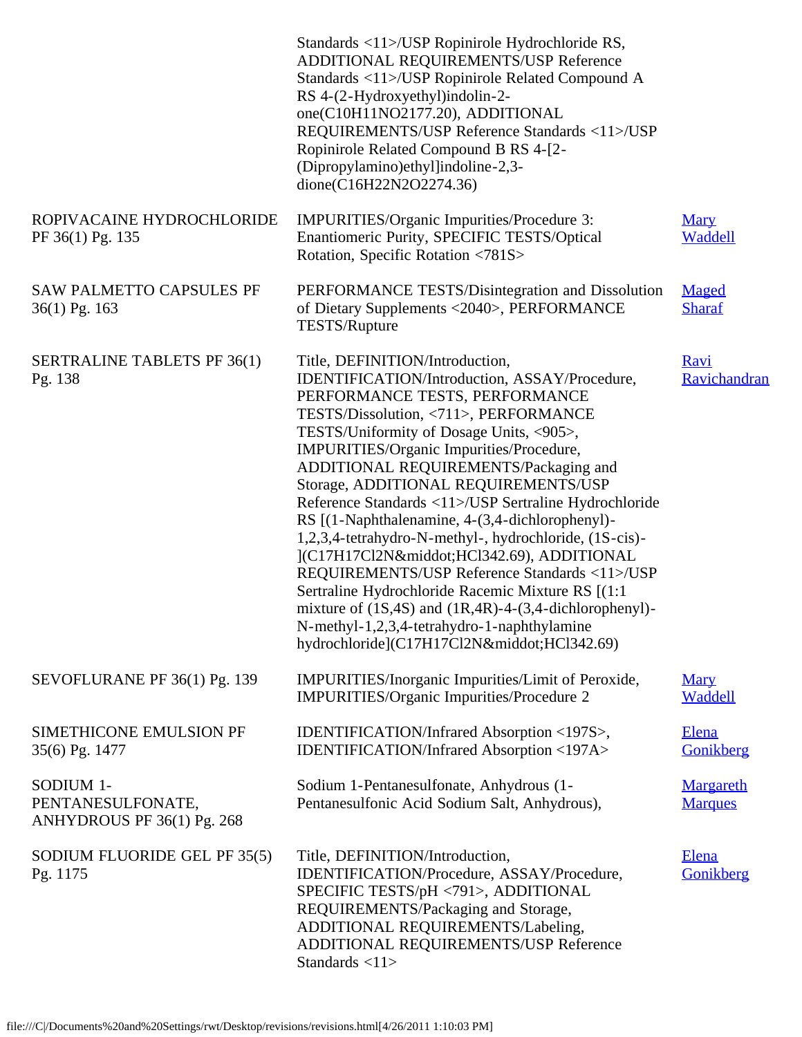| | | |
|---|---|---|
| | Standards <11>/USP Ropinirole Hydrochloride RS, ADDITIONAL REQUIREMENTS/USP Reference Standards <11>/USP Ropinirole Related Compound A RS 4-(2-Hydroxyethyl)indolin-2-one(C10H11NO2177.20), ADDITIONAL REQUIREMENTS/USP Reference Standards <11>/USP Ropinirole Related Compound B RS 4-[2-(Dipropylamino)ethyl]indoline-2,3-dione(C16H22N2O2274.36) | |
| ROPIVACAINE HYDROCHLORIDE PF 36(1) Pg. 135 | IMPURITIES/Organic Impurities/Procedure 3: Enantiomeric Purity, SPECIFIC TESTS/Optical Rotation, Specific Rotation <781S> | Mary Waddell |
| SAW PALMETTO CAPSULES PF 36(1) Pg. 163 | PERFORMANCE TESTS/Disintegration and Dissolution of Dietary Supplements <2040>, PERFORMANCE TESTS/Rupture | Maged Sharaf |
| SERTRALINE TABLETS PF 36(1) Pg. 138 | Title, DEFINITION/Introduction, IDENTIFICATION/Introduction, ASSAY/Procedure, PERFORMANCE TESTS, PERFORMANCE TESTS/Dissolution, <711>, PERFORMANCE TESTS/Uniformity of Dosage Units, <905>, IMPURITIES/Organic Impurities/Procedure, ADDITIONAL REQUIREMENTS/Packaging and Storage, ADDITIONAL REQUIREMENTS/USP Reference Standards <11>/USP Sertraline Hydrochloride RS [(1-Naphthalenamine, 4-(3,4-dichlorophenyl)-1,2,3,4-tetrahydro-N-methyl-, hydrochloride, (1S-cis)-](C17H17Cl2N&middot;HCl342.69), ADDITIONAL REQUIREMENTS/USP Reference Standards <11>/USP Sertraline Hydrochloride Racemic Mixture RS [(1:1 mixture of (1S,4S) and (1R,4R)-4-(3,4-dichlorophenyl)-N-methyl-1,2,3,4-tetrahydro-1-naphthylamine hydrochloride](C17H17Cl2N&middot;HCl342.69) | Ravi Ravichandran |
| SEVOFLURANE PF 36(1) Pg. 139 | IMPURITIES/Inorganic Impurities/Limit of Peroxide, IMPURITIES/Organic Impurities/Procedure 2 | Mary Waddell |
| SIMETHICONE EMULSION PF 35(6) Pg. 1477 | IDENTIFICATION/Infrared Absorption <197S>, IDENTIFICATION/Infrared Absorption <197A> | Elena Gonikberg |
| SODIUM 1-PENTANESULFONATE, ANHYDROUS PF 36(1) Pg. 268 | Sodium 1-Pentanesulfonate, Anhydrous (1-Pentanesulfonic Acid Sodium Salt, Anhydrous), | Margareth Marques |
| SODIUM FLUORIDE GEL PF 35(5) Pg. 1175 | Title, DEFINITION/Introduction, IDENTIFICATION/Procedure, ASSAY/Procedure, SPECIFIC TESTS/pH <791>, ADDITIONAL REQUIREMENTS/Packaging and Storage, ADDITIONAL REQUIREMENTS/Labeling, ADDITIONAL REQUIREMENTS/USP Reference Standards <11> | Elena Gonikberg |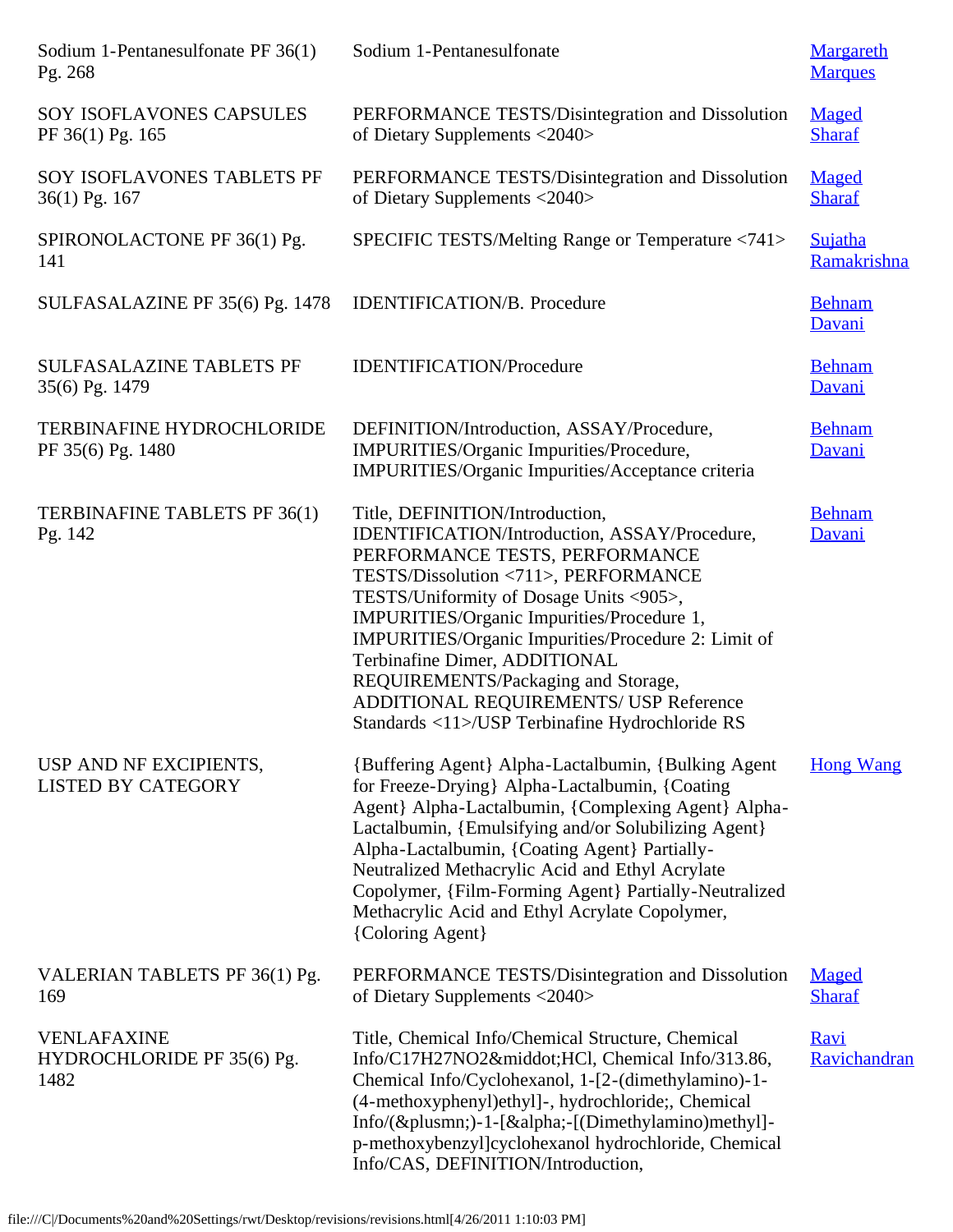| | | |
|---|---|---|
| Sodium 1-Pentanesulfonate PF 36(1) Pg. 268 | Sodium 1-Pentanesulfonate | Margareth Marques |
| SOY ISOFLAVONES CAPSULES PF 36(1) Pg. 165 | PERFORMANCE TESTS/Disintegration and Dissolution of Dietary Supplements <2040> | Maged Sharaf |
| SOY ISOFLAVONES TABLETS PF 36(1) Pg. 167 | PERFORMANCE TESTS/Disintegration and Dissolution of Dietary Supplements <2040> | Maged Sharaf |
| SPIRONOLACTONE PF 36(1) Pg. 141 | SPECIFIC TESTS/Melting Range or Temperature <741> | Sujatha Ramakrishna |
| SULFASALAZINE PF 35(6) Pg. 1478 | IDENTIFICATION/B. Procedure | Behnam Davani |
| SULFASALAZINE TABLETS PF 35(6) Pg. 1479 | IDENTIFICATION/Procedure | Behnam Davani |
| TERBINAFINE HYDROCHLORIDE PF 35(6) Pg. 1480 | DEFINITION/Introduction, ASSAY/Procedure, IMPURITIES/Organic Impurities/Procedure, IMPURITIES/Organic Impurities/Acceptance criteria | Behnam Davani |
| TERBINAFINE TABLETS PF 36(1) Pg. 142 | Title, DEFINITION/Introduction, IDENTIFICATION/Introduction, ASSAY/Procedure, PERFORMANCE TESTS, PERFORMANCE TESTS/Dissolution <711>, PERFORMANCE TESTS/Uniformity of Dosage Units <905>, IMPURITIES/Organic Impurities/Procedure 1, IMPURITIES/Organic Impurities/Procedure 2: Limit of Terbinafine Dimer, ADDITIONAL REQUIREMENTS/Packaging and Storage, ADDITIONAL REQUIREMENTS/ USP Reference Standards <11>/USP Terbinafine Hydrochloride RS | Behnam Davani |
| USP AND NF EXCIPIENTS, LISTED BY CATEGORY | {Buffering Agent} Alpha-Lactalbumin, {Bulking Agent for Freeze-Drying} Alpha-Lactalbumin, {Coating Agent} Alpha-Lactalbumin, {Complexing Agent} Alpha-Lactalbumin, {Emulsifying and/or Solubilizing Agent} Alpha-Lactalbumin, {Coating Agent} Partially-Neutralized Methacrylic Acid and Ethyl Acrylate Copolymer, {Film-Forming Agent} Partially-Neutralized Methacrylic Acid and Ethyl Acrylate Copolymer, {Coloring Agent} | Hong Wang |
| VALERIAN TABLETS PF 36(1) Pg. 169 | PERFORMANCE TESTS/Disintegration and Dissolution of Dietary Supplements <2040> | Maged Sharaf |
| VENLAFAXINE HYDROCHLORIDE PF 35(6) Pg. 1482 | Title, Chemical Info/Chemical Structure, Chemical Info/C17H27NO2&middot;HCl, Chemical Info/313.86, Chemical Info/Cyclohexanol, 1-[2-(dimethylamino)-1-(4-methoxyphenyl)ethyl]-, hydrochloride;, Chemical Info/(&plusmn;)-1-[&alpha;-[(Dimethylamino)methyl]-p-methoxybenzyl]cyclohexanol hydrochloride, Chemical Info/CAS, DEFINITION/Introduction, | Ravi Ravichandran |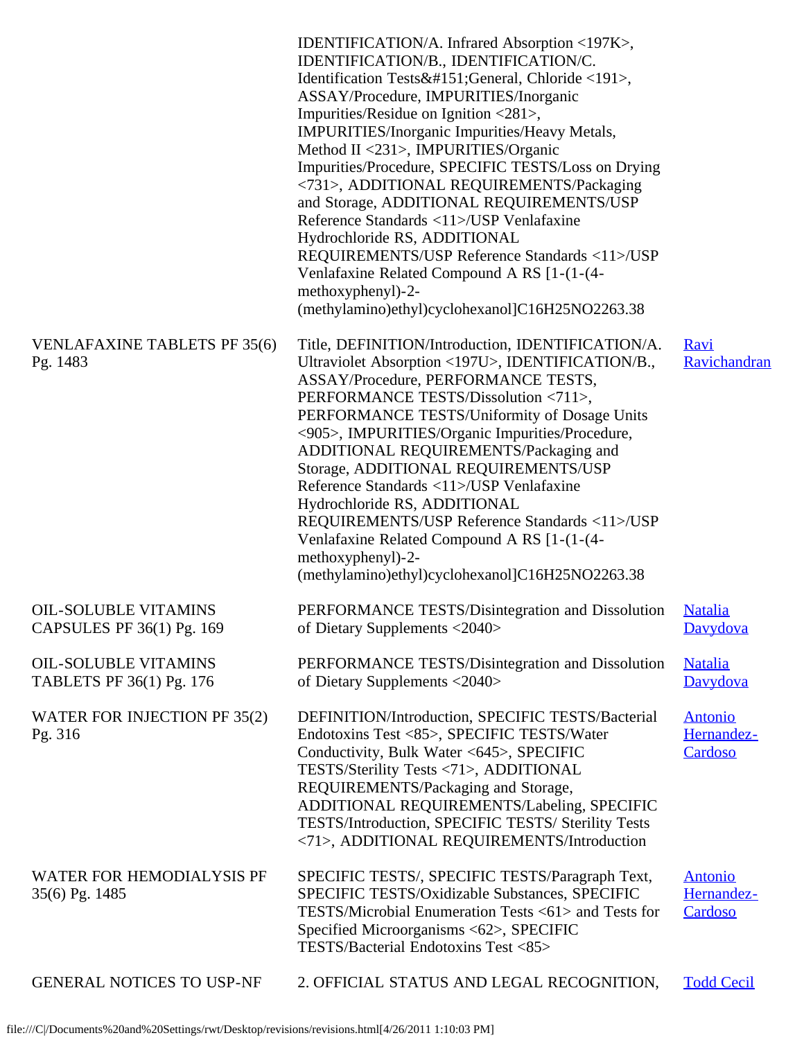| | | |
|---|---|---|
| | IDENTIFICATION/A. Infrared Absorption <197K>, IDENTIFICATION/B., IDENTIFICATION/C. Identification Tests&#151;General, Chloride <191>, ASSAY/Procedure, IMPURITIES/Inorganic Impurities/Residue on Ignition <281>, IMPURITIES/Inorganic Impurities/Heavy Metals, Method II <231>, IMPURITIES/Organic Impurities/Procedure, SPECIFIC TESTS/Loss on Drying <731>, ADDITIONAL REQUIREMENTS/Packaging and Storage, ADDITIONAL REQUIREMENTS/USP Reference Standards <11>/USP Venlafaxine Hydrochloride RS, ADDITIONAL REQUIREMENTS/USP Reference Standards <11>/USP Venlafaxine Related Compound A RS [1-(1-(4-methoxyphenyl)-2-(methylamino)ethyl)cyclohexanol]C16H25NO2263.38 | |
| VENLAFAXINE TABLETS PF 35(6) Pg. 1483 | Title, DEFINITION/Introduction, IDENTIFICATION/A. Ultraviolet Absorption <197U>, IDENTIFICATION/B., ASSAY/Procedure, PERFORMANCE TESTS, PERFORMANCE TESTS/Dissolution <711>, PERFORMANCE TESTS/Uniformity of Dosage Units <905>, IMPURITIES/Organic Impurities/Procedure, ADDITIONAL REQUIREMENTS/Packaging and Storage, ADDITIONAL REQUIREMENTS/USP Reference Standards <11>/USP Venlafaxine Hydrochloride RS, ADDITIONAL REQUIREMENTS/USP Reference Standards <11>/USP Venlafaxine Related Compound A RS [1-(1-(4-methoxyphenyl)-2-(methylamino)ethyl)cyclohexanol]C16H25NO2263.38 | Ravi Ravichandran |
| OIL-SOLUBLE VITAMINS CAPSULES PF 36(1) Pg. 169 | PERFORMANCE TESTS/Disintegration and Dissolution of Dietary Supplements <2040> | Natalia Davydova |
| OIL-SOLUBLE VITAMINS TABLETS PF 36(1) Pg. 176 | PERFORMANCE TESTS/Disintegration and Dissolution of Dietary Supplements <2040> | Natalia Davydova |
| WATER FOR INJECTION PF 35(2) Pg. 316 | DEFINITION/Introduction, SPECIFIC TESTS/Bacterial Endotoxins Test <85>, SPECIFIC TESTS/Water Conductivity, Bulk Water <645>, SPECIFIC TESTS/Sterility Tests <71>, ADDITIONAL REQUIREMENTS/Packaging and Storage, ADDITIONAL REQUIREMENTS/Labeling, SPECIFIC TESTS/Introduction, SPECIFIC TESTS/ Sterility Tests <71>, ADDITIONAL REQUIREMENTS/Introduction | Antonio Hernandez-Cardoso |
| WATER FOR HEMODIALYSIS PF 35(6) Pg. 1485 | SPECIFIC TESTS/, SPECIFIC TESTS/Paragraph Text, SPECIFIC TESTS/Oxidizable Substances, SPECIFIC TESTS/Microbial Enumeration Tests <61> and Tests for Specified Microorganisms <62>, SPECIFIC TESTS/Bacterial Endotoxins Test <85> | Antonio Hernandez-Cardoso |
| GENERAL NOTICES TO USP-NF | 2. OFFICIAL STATUS AND LEGAL RECOGNITION, | Todd Cecil |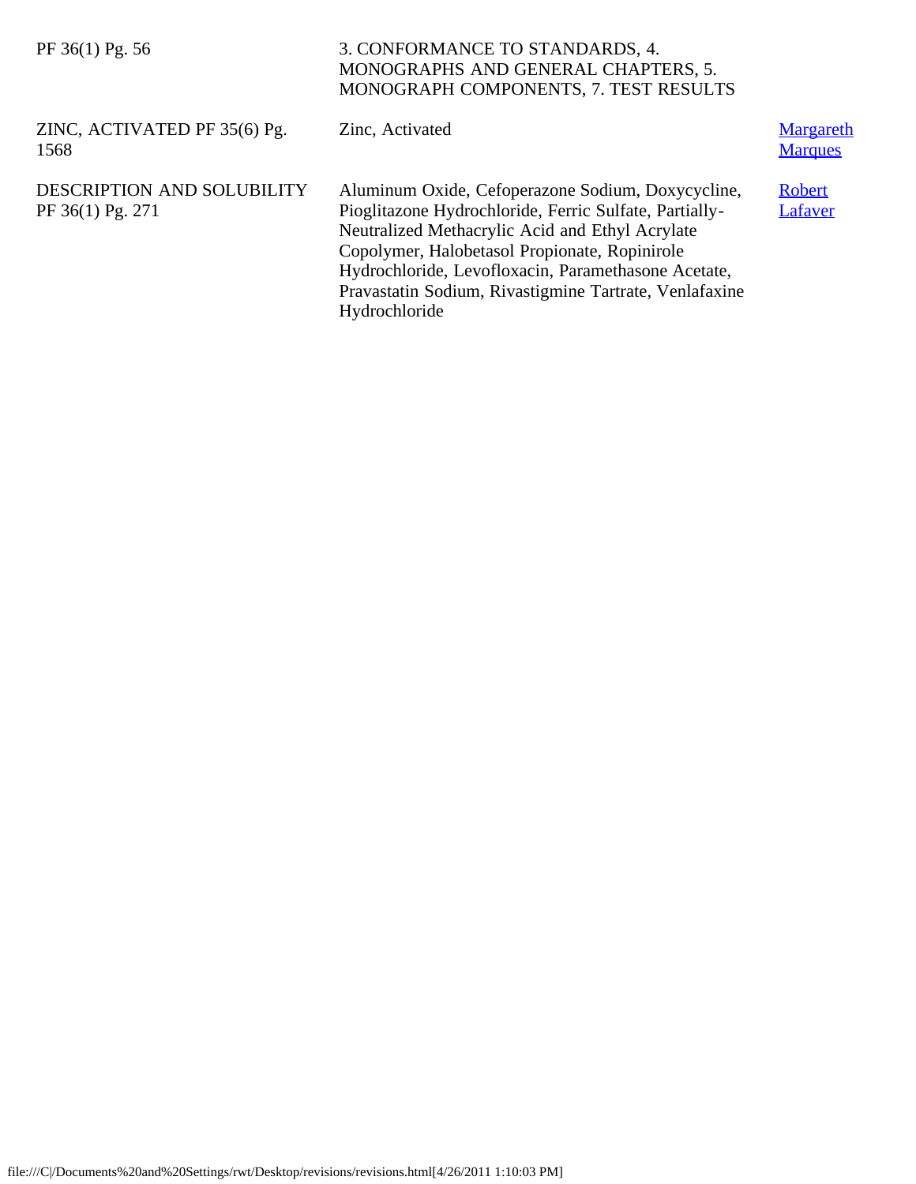| | | |
|---|---|---|
| PF 36(1) Pg. 56 | 3. CONFORMANCE TO STANDARDS, 4. MONOGRAPHS AND GENERAL CHAPTERS, 5. MONOGRAPH COMPONENTS, 7. TEST RESULTS | |
| ZINC, ACTIVATED PF 35(6) Pg. 1568 | Zinc, Activated | Margareth Marques |
| DESCRIPTION AND SOLUBILITY PF 36(1) Pg. 271 | Aluminum Oxide, Cefoperazone Sodium, Doxycycline, Pioglitazone Hydrochloride, Ferric Sulfate, Partially-Neutralized Methacrylic Acid and Ethyl Acrylate Copolymer, Halobetasol Propionate, Ropinirole Hydrochloride, Levofloxacin, Paramethasone Acetate, Pravastatin Sodium, Rivastigmine Tartrate, Venlafaxine Hydrochloride | Robert Lafaver |